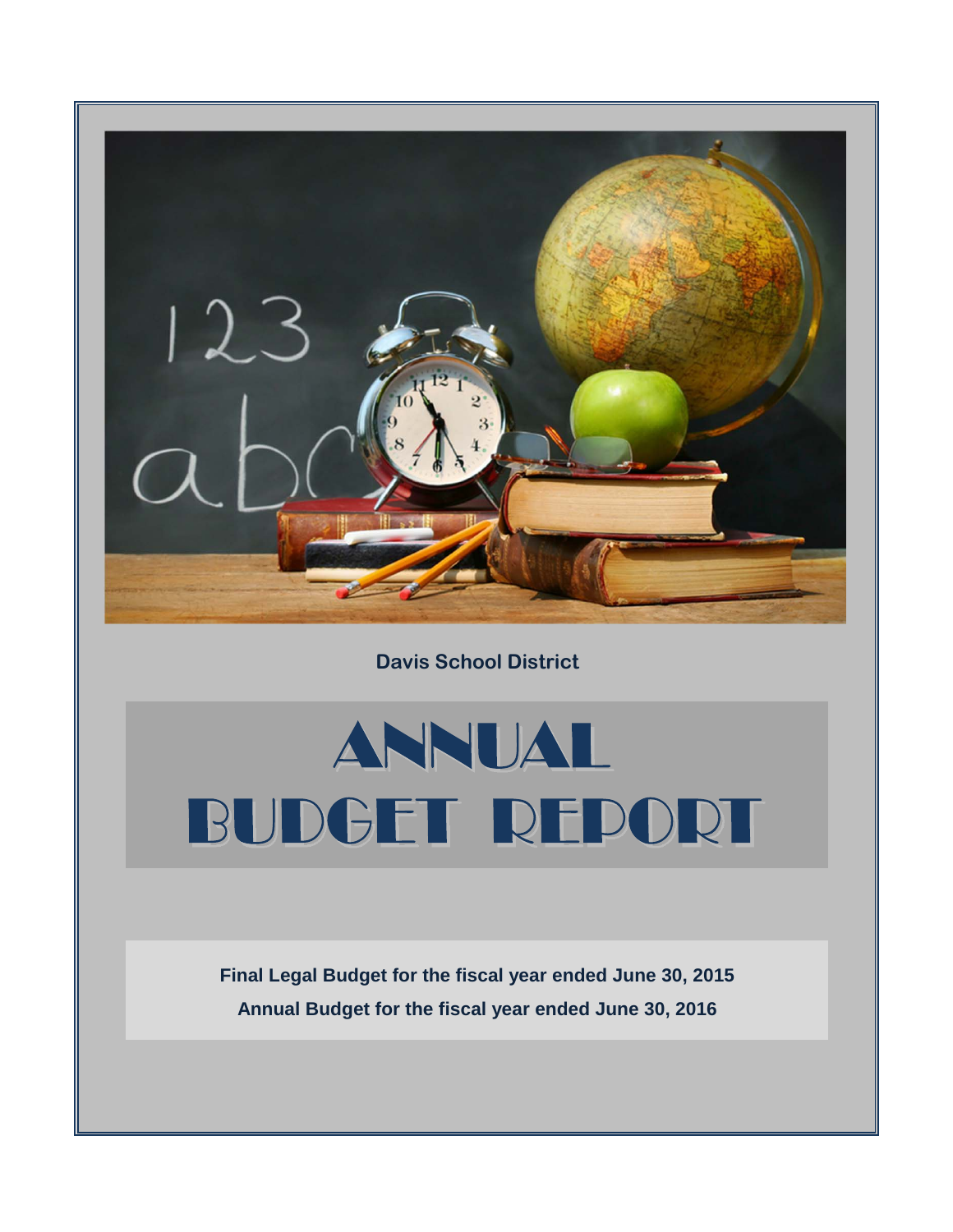Davis School District

# ANNUAL BUDGET REPORT

**Final Legal Budget for the fiscal year ended June 30, 2015**

**Annual Budget for the fiscal year ended June 30, 2016**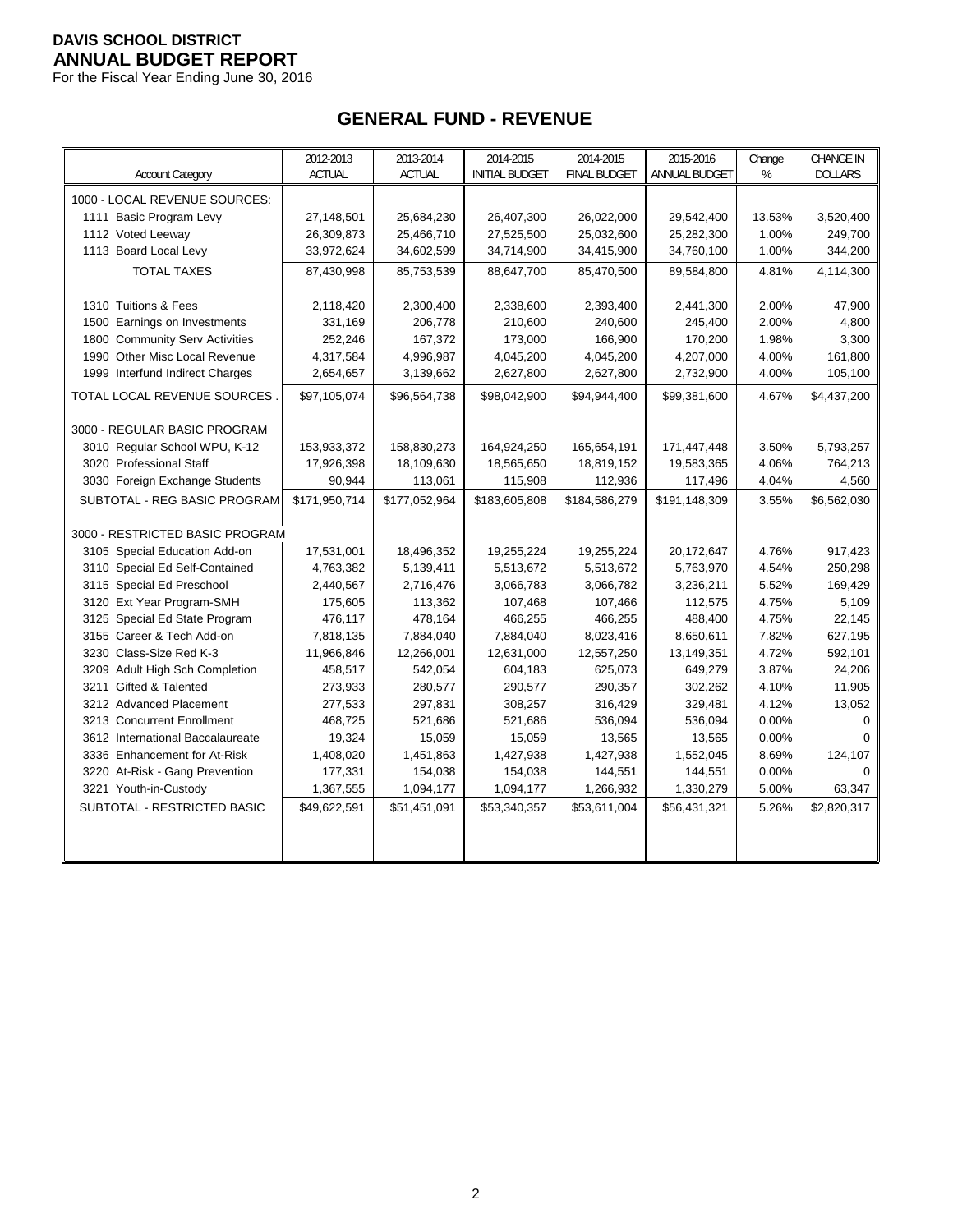**DAVIS SCHOOL DISTRICT**
**ANNUAL BUDGET REPORT**
For the Fiscal Year Ending June 30, 2016

## GENERAL FUND - REVENUE

| Account Category | 2012-2013 ACTUAL | 2013-2014 ACTUAL | 2014-2015 INITIAL BUDGET | 2014-2015 FINAL BUDGET | 2015-2016 ANNUAL BUDGET | Change % | CHANGE IN DOLLARS |
|---|---|---|---|---|---|---|---|
| 1000 - LOCAL REVENUE SOURCES: | | | | | | | |
| 1111 Basic Program Levy | 27,148,501 | 25,684,230 | 26,407,300 | 26,022,000 | 29,542,400 | 13.53% | 3,520,400 |
| 1112 Voted Leeway | 26,309,873 | 25,466,710 | 27,525,500 | 25,032,600 | 25,282,300 | 1.00% | 249,700 |
| 1113 Board Local Levy | 33,972,624 | 34,602,599 | 34,714,900 | 34,415,900 | 34,760,100 | 1.00% | 344,200 |
| TOTAL TAXES | 87,430,998 | 85,753,539 | 88,647,700 | 85,470,500 | 89,584,800 | 4.81% | 4,114,300 |
| 1310 Tuitions & Fees | 2,118,420 | 2,300,400 | 2,338,600 | 2,393,400 | 2,441,300 | 2.00% | 47,900 |
| 1500 Earnings on Investments | 331,169 | 206,778 | 210,600 | 240,600 | 245,400 | 2.00% | 4,800 |
| 1800 Community Serv Activities | 252,246 | 167,372 | 173,000 | 166,900 | 170,200 | 1.98% | 3,300 |
| 1990 Other Misc Local Revenue | 4,317,584 | 4,996,987 | 4,045,200 | 4,045,200 | 4,207,000 | 4.00% | 161,800 |
| 1999 Interfund Indirect Charges | 2,654,657 | 3,139,662 | 2,627,800 | 2,627,800 | 2,732,900 | 4.00% | 105,100 |
| TOTAL LOCAL REVENUE SOURCES . | $97,105,074 | $96,564,738 | $98,042,900 | $94,944,400 | $99,381,600 | 4.67% | $4,437,200 |
| 3000 - REGULAR BASIC PROGRAM | | | | | | | |
| 3010 Regular School WPU, K-12 | 153,933,372 | 158,830,273 | 164,924,250 | 165,654,191 | 171,447,448 | 3.50% | 5,793,257 |
| 3020 Professional Staff | 17,926,398 | 18,109,630 | 18,565,650 | 18,819,152 | 19,583,365 | 4.06% | 764,213 |
| 3030 Foreign Exchange Students | 90,944 | 113,061 | 115,908 | 112,936 | 117,496 | 4.04% | 4,560 |
| SUBTOTAL - REG BASIC PROGRAM | $171,950,714 | $177,052,964 | $183,605,808 | $184,586,279 | $191,148,309 | 3.55% | $6,562,030 |
| 3000 - RESTRICTED BASIC PROGRAM | | | | | | | |
| 3105 Special Education Add-on | 17,531,001 | 18,496,352 | 19,255,224 | 19,255,224 | 20,172,647 | 4.76% | 917,423 |
| 3110 Special Ed Self-Contained | 4,763,382 | 5,139,411 | 5,513,672 | 5,513,672 | 5,763,970 | 4.54% | 250,298 |
| 3115 Special Ed Preschool | 2,440,567 | 2,716,476 | 3,066,783 | 3,066,782 | 3,236,211 | 5.52% | 169,429 |
| 3120 Ext Year Program-SMH | 175,605 | 113,362 | 107,468 | 107,466 | 112,575 | 4.75% | 5,109 |
| 3125 Special Ed State Program | 476,117 | 478,164 | 466,255 | 466,255 | 488,400 | 4.75% | 22,145 |
| 3155 Career & Tech Add-on | 7,818,135 | 7,884,040 | 7,884,040 | 8,023,416 | 8,650,611 | 7.82% | 627,195 |
| 3230 Class-Size Red K-3 | 11,966,846 | 12,266,001 | 12,631,000 | 12,557,250 | 13,149,351 | 4.72% | 592,101 |
| 3209 Adult High Sch Completion | 458,517 | 542,054 | 604,183 | 625,073 | 649,279 | 3.87% | 24,206 |
| 3211 Gifted & Talented | 273,933 | 280,577 | 290,577 | 290,357 | 302,262 | 4.10% | 11,905 |
| 3212 Advanced Placement | 277,533 | 297,831 | 308,257 | 316,429 | 329,481 | 4.12% | 13,052 |
| 3213 Concurrent Enrollment | 468,725 | 521,686 | 521,686 | 536,094 | 536,094 | 0.00% | 0 |
| 3612 International Baccalaureate | 19,324 | 15,059 | 15,059 | 13,565 | 13,565 | 0.00% | 0 |
| 3336 Enhancement for At-Risk | 1,408,020 | 1,451,863 | 1,427,938 | 1,427,938 | 1,552,045 | 8.69% | 124,107 |
| 3220 At-Risk - Gang Prevention | 177,331 | 154,038 | 154,038 | 144,551 | 144,551 | 0.00% | 0 |
| 3221 Youth-in-Custody | 1,367,555 | 1,094,177 | 1,094,177 | 1,266,932 | 1,330,279 | 5.00% | 63,347 |
| SUBTOTAL - RESTRICTED BASIC | $49,622,591 | $51,451,091 | $53,340,357 | $53,611,004 | $56,431,321 | 5.26% | $2,820,317 |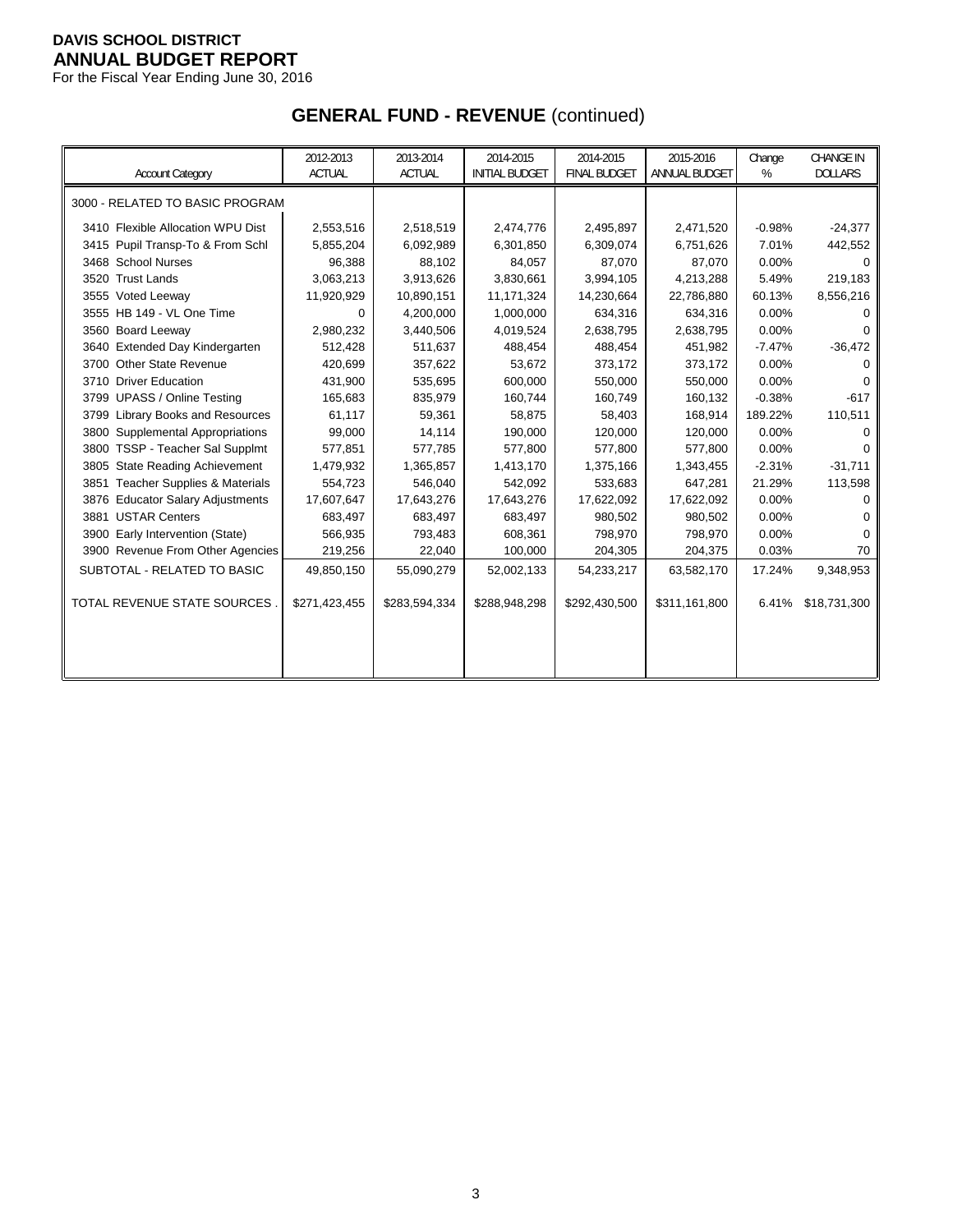**DAVIS SCHOOL DISTRICT**
**ANNUAL BUDGET REPORT**
For the Fiscal Year Ending June 30, 2016

## GENERAL FUND - REVENUE (continued)

| Account Category | 2012-2013 ACTUAL | 2013-2014 ACTUAL | 2014-2015 INITIAL BUDGET | 2014-2015 FINAL BUDGET | 2015-2016 ANNUAL BUDGET | Change % | CHANGE IN DOLLARS |
|---|---|---|---|---|---|---|---|
| 3000 - RELATED TO BASIC PROGRAM | | | | | | | |
| 3410 Flexible Allocation WPU Dist | 2,553,516 | 2,518,519 | 2,474,776 | 2,495,897 | 2,471,520 | -0.98% | -24,377 |
| 3415 Pupil Transp-To & From Schl | 5,855,204 | 6,092,989 | 6,301,850 | 6,309,074 | 6,751,626 | 7.01% | 442,552 |
| 3468 School Nurses | 96,388 | 88,102 | 84,057 | 87,070 | 87,070 | 0.00% | 0 |
| 3520 Trust Lands | 3,063,213 | 3,913,626 | 3,830,661 | 3,994,105 | 4,213,288 | 5.49% | 219,183 |
| 3555 Voted Leeway | 11,920,929 | 10,890,151 | 11,171,324 | 14,230,664 | 22,786,880 | 60.13% | 8,556,216 |
| 3555 HB 149 - VL One Time | 0 | 4,200,000 | 1,000,000 | 634,316 | 634,316 | 0.00% | 0 |
| 3560 Board Leeway | 2,980,232 | 3,440,506 | 4,019,524 | 2,638,795 | 2,638,795 | 0.00% | 0 |
| 3640 Extended Day Kindergarten | 512,428 | 511,637 | 488,454 | 488,454 | 451,982 | -7.47% | -36,472 |
| 3700 Other State Revenue | 420,699 | 357,622 | 53,672 | 373,172 | 373,172 | 0.00% | 0 |
| 3710 Driver Education | 431,900 | 535,695 | 600,000 | 550,000 | 550,000 | 0.00% | 0 |
| 3799 UPASS / Online Testing | 165,683 | 835,979 | 160,744 | 160,749 | 160,132 | -0.38% | -617 |
| 3799 Library Books and Resources | 61,117 | 59,361 | 58,875 | 58,403 | 168,914 | 189.22% | 110,511 |
| 3800 Supplemental Appropriations | 99,000 | 14,114 | 190,000 | 120,000 | 120,000 | 0.00% | 0 |
| 3800 TSSP - Teacher Sal Supplmt | 577,851 | 577,785 | 577,800 | 577,800 | 577,800 | 0.00% | 0 |
| 3805 State Reading Achievement | 1,479,932 | 1,365,857 | 1,413,170 | 1,375,166 | 1,343,455 | -2.31% | -31,711 |
| 3851 Teacher Supplies & Materials | 554,723 | 546,040 | 542,092 | 533,683 | 647,281 | 21.29% | 113,598 |
| 3876 Educator Salary Adjustments | 17,607,647 | 17,643,276 | 17,643,276 | 17,622,092 | 17,622,092 | 0.00% | 0 |
| 3881 USTAR Centers | 683,497 | 683,497 | 683,497 | 980,502 | 980,502 | 0.00% | 0 |
| 3900 Early Intervention (State) | 566,935 | 793,483 | 608,361 | 798,970 | 798,970 | 0.00% | 0 |
| 3900 Revenue From Other Agencies | 219,256 | 22,040 | 100,000 | 204,305 | 204,375 | 0.03% | 70 |
| SUBTOTAL - RELATED TO BASIC | 49,850,150 | 55,090,279 | 52,002,133 | 54,233,217 | 63,582,170 | 17.24% | 9,348,953 |
| TOTAL REVENUE STATE SOURCES . | $271,423,455 | $283,594,334 | $288,948,298 | $292,430,500 | $311,161,800 | 6.41% | $18,731,300 |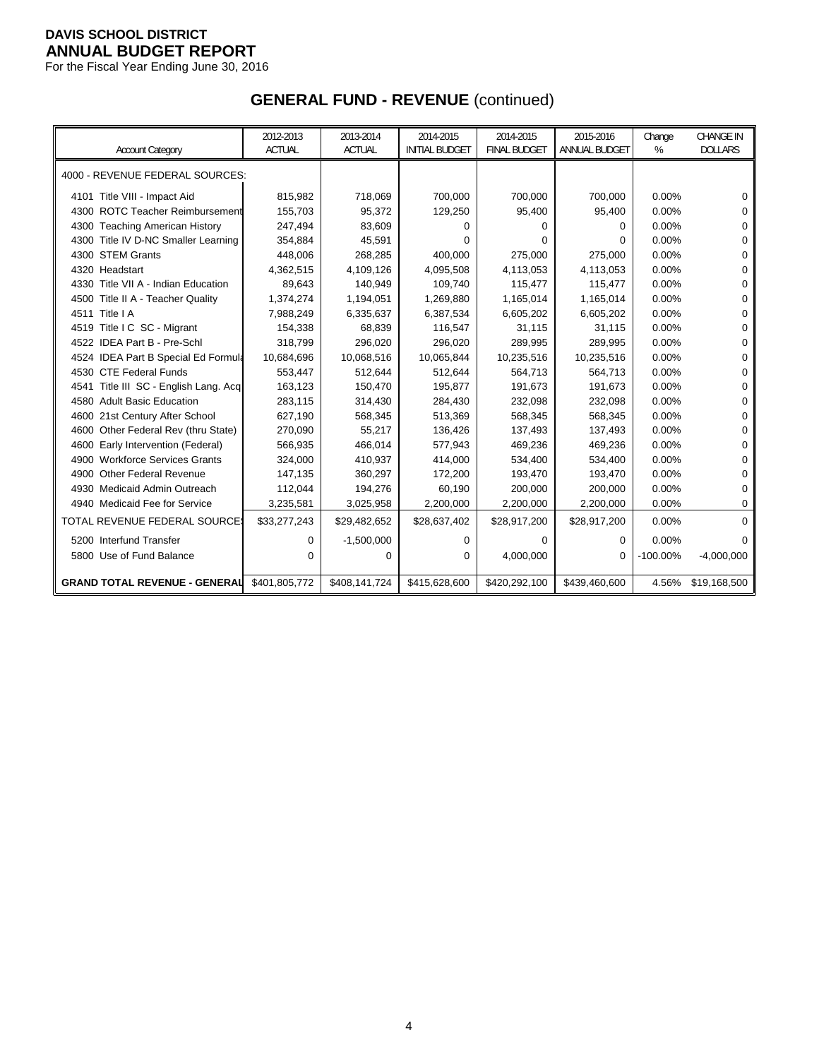**DAVIS SCHOOL DISTRICT**
**ANNUAL BUDGET REPORT**
For the Fiscal Year Ending June 30, 2016

## GENERAL FUND - REVENUE (continued)

| Account Category | 2012-2013 ACTUAL | 2013-2014 ACTUAL | 2014-2015 INITIAL BUDGET | 2014-2015 FINAL BUDGET | 2015-2016 ANNUAL BUDGET | Change % | CHANGE IN DOLLARS |
|---|---|---|---|---|---|---|---|
| 4000 - REVENUE FEDERAL SOURCES: | | | | | | | |
| 4101 Title VIII - Impact Aid | 815,982 | 718,069 | 700,000 | 700,000 | 700,000 | 0.00% | 0 |
| 4300 ROTC Teacher Reimbursement | 155,703 | 95,372 | 129,250 | 95,400 | 95,400 | 0.00% | 0 |
| 4300 Teaching American History | 247,494 | 83,609 | 0 | 0 | 0 | 0.00% | 0 |
| 4300 Title IV D-NC Smaller Learning | 354,884 | 45,591 | 0 | 0 | 0 | 0.00% | 0 |
| 4300 STEM Grants | 448,006 | 268,285 | 400,000 | 275,000 | 275,000 | 0.00% | 0 |
| 4320 Headstart | 4,362,515 | 4,109,126 | 4,095,508 | 4,113,053 | 4,113,053 | 0.00% | 0 |
| 4330 Title VII A - Indian Education | 89,643 | 140,949 | 109,740 | 115,477 | 115,477 | 0.00% | 0 |
| 4500 Title II A - Teacher Quality | 1,374,274 | 1,194,051 | 1,269,880 | 1,165,014 | 1,165,014 | 0.00% | 0 |
| 4511 Title I A | 7,988,249 | 6,335,637 | 6,387,534 | 6,605,202 | 6,605,202 | 0.00% | 0 |
| 4519 Title I C SC - Migrant | 154,338 | 68,839 | 116,547 | 31,115 | 31,115 | 0.00% | 0 |
| 4522 IDEA Part B - Pre-Schl | 318,799 | 296,020 | 296,020 | 289,995 | 289,995 | 0.00% | 0 |
| 4524 IDEA Part B Special Ed Formula | 10,684,696 | 10,068,516 | 10,065,844 | 10,235,516 | 10,235,516 | 0.00% | 0 |
| 4530 CTE Federal Funds | 553,447 | 512,644 | 512,644 | 564,713 | 564,713 | 0.00% | 0 |
| 4541 Title III SC - English Lang. Acq | 163,123 | 150,470 | 195,877 | 191,673 | 191,673 | 0.00% | 0 |
| 4580 Adult Basic Education | 283,115 | 314,430 | 284,430 | 232,098 | 232,098 | 0.00% | 0 |
| 4600 21st Century After School | 627,190 | 568,345 | 513,369 | 568,345 | 568,345 | 0.00% | 0 |
| 4600 Other Federal Rev (thru State) | 270,090 | 55,217 | 136,426 | 137,493 | 137,493 | 0.00% | 0 |
| 4600 Early Intervention (Federal) | 566,935 | 466,014 | 577,943 | 469,236 | 469,236 | 0.00% | 0 |
| 4900 Workforce Services Grants | 324,000 | 410,937 | 414,000 | 534,400 | 534,400 | 0.00% | 0 |
| 4900 Other Federal Revenue | 147,135 | 360,297 | 172,200 | 193,470 | 193,470 | 0.00% | 0 |
| 4930 Medicaid Admin Outreach | 112,044 | 194,276 | 60,190 | 200,000 | 200,000 | 0.00% | 0 |
| 4940 Medicaid Fee for Service | 3,235,581 | 3,025,958 | 2,200,000 | 2,200,000 | 2,200,000 | 0.00% | 0 |
| TOTAL REVENUE FEDERAL SOURCES | $33,277,243 | $29,482,652 | $28,637,402 | $28,917,200 | $28,917,200 | 0.00% | 0 |
| 5200 Interfund Transfer | 0 | -1,500,000 | 0 | 0 | 0 | 0.00% | 0 |
| 5800 Use of Fund Balance | 0 | 0 | 0 | 4,000,000 | 0 | -100.00% | -4,000,000 |
| **GRAND TOTAL REVENUE - GENERAL** | $401,805,772 | $408,141,724 | $415,628,600 | $420,292,100 | $439,460,600 | 4.56% | $19,168,500 |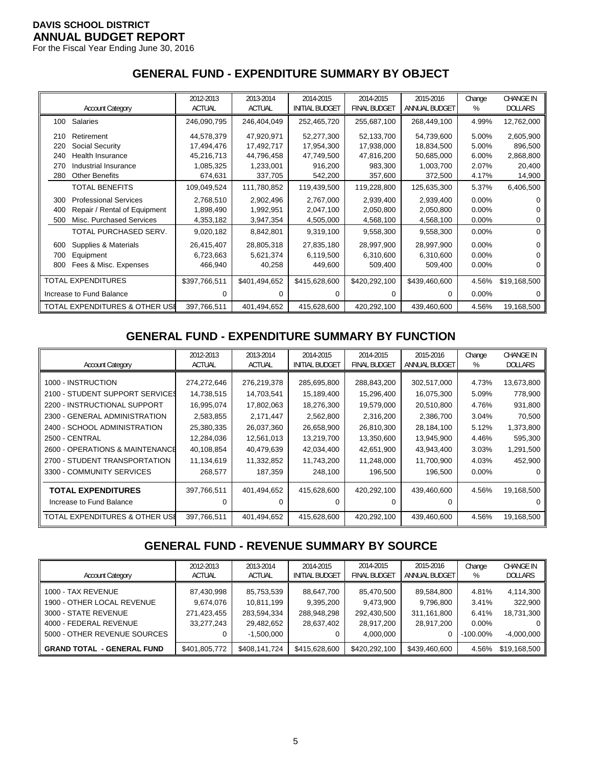**DAVIS SCHOOL DISTRICT**
**ANNUAL BUDGET REPORT**
For the Fiscal Year Ending June 30, 2016

## GENERAL FUND - EXPENDITURE SUMMARY BY OBJECT

| Account Category | 2012-2013 ACTUAL | 2013-2014 ACTUAL | 2014-2015 INITIAL BUDGET | 2014-2015 FINAL BUDGET | 2015-2016 ANNUAL BUDGET | Change % | CHANGE IN DOLLARS |
|---|---|---|---|---|---|---|---|
| 100 Salaries | 246,090,795 | 246,404,049 | 252,465,720 | 255,687,100 | 268,449,100 | 4.99% | 12,762,000 |
| 210 Retirement | 44,578,379 | 47,920,971 | 52,277,300 | 52,133,700 | 54,739,600 | 5.00% | 2,605,900 |
| 220 Social Security | 17,494,476 | 17,492,717 | 17,954,300 | 17,938,000 | 18,834,500 | 5.00% | 896,500 |
| 240 Health Insurance | 45,216,713 | 44,796,458 | 47,749,500 | 47,816,200 | 50,685,000 | 6.00% | 2,868,800 |
| 270 Industrial Insurance | 1,085,325 | 1,233,001 | 916,200 | 983,300 | 1,003,700 | 2.07% | 20,400 |
| 280 Other Benefits | 674,631 | 337,705 | 542,200 | 357,600 | 372,500 | 4.17% | 14,900 |
| TOTAL BENEFITS | 109,049,524 | 111,780,852 | 119,439,500 | 119,228,800 | 125,635,300 | 5.37% | 6,406,500 |
| 300 Professional Services | 2,768,510 | 2,902,496 | 2,767,000 | 2,939,400 | 2,939,400 | 0.00% | 0 |
| 400 Repair / Rental of Equipment | 1,898,490 | 1,992,951 | 2,047,100 | 2,050,800 | 2,050,800 | 0.00% | 0 |
| 500 Misc. Purchased Services | 4,353,182 | 3,947,354 | 4,505,000 | 4,568,100 | 4,568,100 | 0.00% | 0 |
| TOTAL PURCHASED SERV. | 9,020,182 | 8,842,801 | 9,319,100 | 9,558,300 | 9,558,300 | 0.00% | 0 |
| 600 Supplies & Materials | 26,415,407 | 28,805,318 | 27,835,180 | 28,997,900 | 28,997,900 | 0.00% | 0 |
| 700 Equipment | 6,723,663 | 5,621,374 | 6,119,500 | 6,310,600 | 6,310,600 | 0.00% | 0 |
| 800 Fees & Misc. Expenses | 466,940 | 40,258 | 449,600 | 509,400 | 509,400 | 0.00% | 0 |
| TOTAL EXPENDITURES | $397,766,511 | $401,494,652 | $415,628,600 | $420,292,100 | $439,460,600 | 4.56% | $19,168,500 |
| Increase to Fund Balance | 0 | 0 | 0 | 0 | 0 | 0.00% | 0 |
| TOTAL EXPENDITURES & OTHER USE | 397,766,511 | 401,494,652 | 415,628,600 | 420,292,100 | 439,460,600 | 4.56% | 19,168,500 |

## GENERAL FUND - EXPENDITURE SUMMARY BY FUNCTION

| Account Category | 2012-2013 ACTUAL | 2013-2014 ACTUAL | 2014-2015 INITIAL BUDGET | 2014-2015 FINAL BUDGET | 2015-2016 ANNUAL BUDGET | Change % | CHANGE IN DOLLARS |
|---|---|---|---|---|---|---|---|
| 1000 - INSTRUCTION | 274,272,646 | 276,219,378 | 285,695,800 | 288,843,200 | 302,517,000 | 4.73% | 13,673,800 |
| 2100 - STUDENT SUPPORT SERVICES | 14,738,515 | 14,703,541 | 15,189,400 | 15,296,400 | 16,075,300 | 5.09% | 778,900 |
| 2200 - INSTRUCTIONAL SUPPORT | 16,995,074 | 17,802,063 | 18,276,300 | 19,579,000 | 20,510,800 | 4.76% | 931,800 |
| 2300 - GENERAL ADMINISTRATION | 2,583,855 | 2,171,447 | 2,562,800 | 2,316,200 | 2,386,700 | 3.04% | 70,500 |
| 2400 - SCHOOL ADMINISTRATION | 25,380,335 | 26,037,360 | 26,658,900 | 26,810,300 | 28,184,100 | 5.12% | 1,373,800 |
| 2500 - CENTRAL | 12,284,036 | 12,561,013 | 13,219,700 | 13,350,600 | 13,945,900 | 4.46% | 595,300 |
| 2600 - OPERATIONS & MAINTENANCE | 40,108,854 | 40,479,639 | 42,034,400 | 42,651,900 | 43,943,400 | 3.03% | 1,291,500 |
| 2700 - STUDENT TRANSPORTATION | 11,134,619 | 11,332,852 | 11,743,200 | 11,248,000 | 11,700,900 | 4.03% | 452,900 |
| 3300 - COMMUNITY SERVICES | 268,577 | 187,359 | 248,100 | 196,500 | 196,500 | 0.00% | 0 |
| **TOTAL EXPENDITURES** | 397,766,511 | 401,494,652 | 415,628,600 | 420,292,100 | 439,460,600 | 4.56% | 19,168,500 |
| Increase to Fund Balance | 0 | 0 | 0 | 0 | 0 | | 0 |
| TOTAL EXPENDITURES & OTHER USE | 397,766,511 | 401,494,652 | 415,628,600 | 420,292,100 | 439,460,600 | 4.56% | 19,168,500 |

## GENERAL FUND - REVENUE SUMMARY BY SOURCE

| Account Category | 2012-2013 ACTUAL | 2013-2014 ACTUAL | 2014-2015 INITIAL BUDGET | 2014-2015 FINAL BUDGET | 2015-2016 ANNUAL BUDGET | Change % | CHANGE IN DOLLARS |
|---|---|---|---|---|---|---|---|
| 1000 - TAX REVENUE | 87,430,998 | 85,753,539 | 88,647,700 | 85,470,500 | 89,584,800 | 4.81% | 4,114,300 |
| 1900 - OTHER LOCAL REVENUE | 9,674,076 | 10,811,199 | 9,395,200 | 9,473,900 | 9,796,800 | 3.41% | 322,900 |
| 3000 - STATE REVENUE | 271,423,455 | 283,594,334 | 288,948,298 | 292,430,500 | 311,161,800 | 6.41% | 18,731,300 |
| 4000 - FEDERAL REVENUE | 33,277,243 | 29,482,652 | 28,637,402 | 28,917,200 | 28,917,200 | 0.00% | 0 |
| 5000 - OTHER REVENUE SOURCES | 0 | -1,500,000 | 0 | 4,000,000 | 0 | -100.00% | -4,000,000 |
| **GRAND TOTAL - GENERAL FUND** | $401,805,772 | $408,141,724 | $415,628,600 | $420,292,100 | $439,460,600 | 4.56% | $19,168,500 |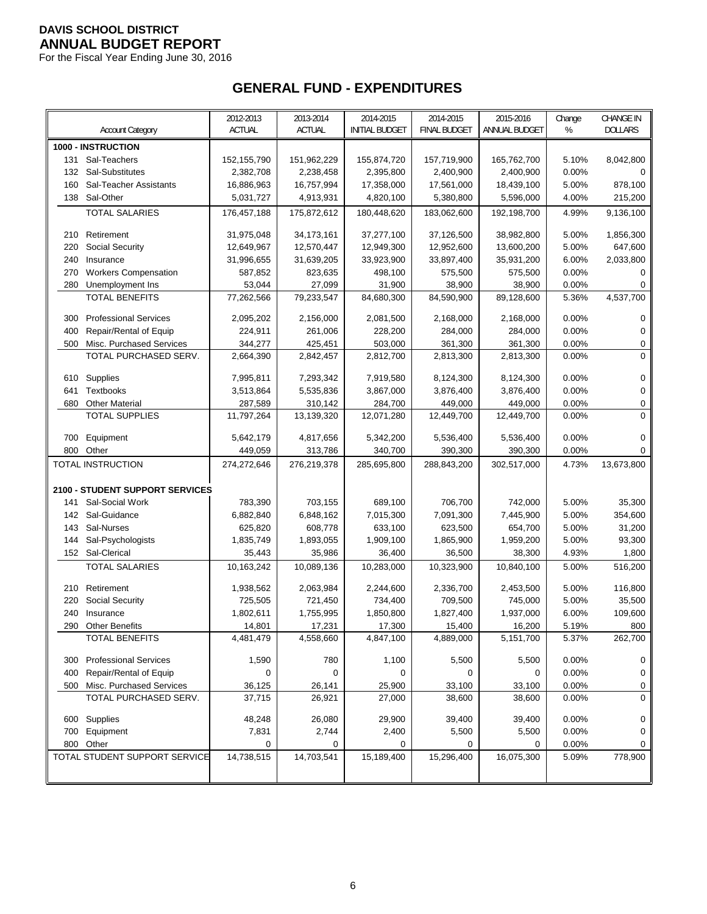**DAVIS SCHOOL DISTRICT**
**ANNUAL BUDGET REPORT**
For the Fiscal Year Ending June 30, 2016

## GENERAL FUND - EXPENDITURES

| Account Category | 2012-2013 ACTUAL | 2013-2014 ACTUAL | 2014-2015 INITIAL BUDGET | 2014-2015 FINAL BUDGET | 2015-2016 ANNUAL BUDGET | Change % | CHANGE IN DOLLARS |
|---|---|---|---|---|---|---|---|
| **1000 - INSTRUCTION** | | | | | | | |
| 131 Sal-Teachers | 152,155,790 | 151,962,229 | 155,874,720 | 157,719,900 | 165,762,700 | 5.10% | 8,042,800 |
| 132 Sal-Substitutes | 2,382,708 | 2,238,458 | 2,395,800 | 2,400,900 | 2,400,900 | 0.00% | 0 |
| 160 Sal-Teacher Assistants | 16,886,963 | 16,757,994 | 17,358,000 | 17,561,000 | 18,439,100 | 5.00% | 878,100 |
| 138 Sal-Other | 5,031,727 | 4,913,931 | 4,820,100 | 5,380,800 | 5,596,000 | 4.00% | 215,200 |
| TOTAL SALARIES | 176,457,188 | 175,872,612 | 180,448,620 | 183,062,600 | 192,198,700 | 4.99% | 9,136,100 |
| 210 Retirement | 31,975,048 | 34,173,161 | 37,277,100 | 37,126,500 | 38,982,800 | 5.00% | 1,856,300 |
| 220 Social Security | 12,649,967 | 12,570,447 | 12,949,300 | 12,952,600 | 13,600,200 | 5.00% | 647,600 |
| 240 Insurance | 31,996,655 | 31,639,205 | 33,923,900 | 33,897,400 | 35,931,200 | 6.00% | 2,033,800 |
| 270 Workers Compensation | 587,852 | 823,635 | 498,100 | 575,500 | 575,500 | 0.00% | 0 |
| 280 Unemployment Ins | 53,044 | 27,099 | 31,900 | 38,900 | 38,900 | 0.00% | 0 |
| TOTAL BENEFITS | 77,262,566 | 79,233,547 | 84,680,300 | 84,590,900 | 89,128,600 | 5.36% | 4,537,700 |
| 300 Professional Services | 2,095,202 | 2,156,000 | 2,081,500 | 2,168,000 | 2,168,000 | 0.00% | 0 |
| 400 Repair/Rental of Equip | 224,911 | 261,006 | 228,200 | 284,000 | 284,000 | 0.00% | 0 |
| 500 Misc. Purchased Services | 344,277 | 425,451 | 503,000 | 361,300 | 361,300 | 0.00% | 0 |
| TOTAL PURCHASED SERV. | 2,664,390 | 2,842,457 | 2,812,700 | 2,813,300 | 2,813,300 | 0.00% | 0 |
| 610 Supplies | 7,995,811 | 7,293,342 | 7,919,580 | 8,124,300 | 8,124,300 | 0.00% | 0 |
| 641 Textbooks | 3,513,864 | 5,535,836 | 3,867,000 | 3,876,400 | 3,876,400 | 0.00% | 0 |
| 680 Other Material | 287,589 | 310,142 | 284,700 | 449,000 | 449,000 | 0.00% | 0 |
| TOTAL SUPPLIES | 11,797,264 | 13,139,320 | 12,071,280 | 12,449,700 | 12,449,700 | 0.00% | 0 |
| 700 Equipment | 5,642,179 | 4,817,656 | 5,342,200 | 5,536,400 | 5,536,400 | 0.00% | 0 |
| 800 Other | 449,059 | 313,786 | 340,700 | 390,300 | 390,300 | 0.00% | 0 |
| TOTAL INSTRUCTION | 274,272,646 | 276,219,378 | 285,695,800 | 288,843,200 | 302,517,000 | 4.73% | 13,673,800 |
| **2100 - STUDENT SUPPORT SERVICES** | | | | | | | |
| 141 Sal-Social Work | 783,390 | 703,155 | 689,100 | 706,700 | 742,000 | 5.00% | 35,300 |
| 142 Sal-Guidance | 6,882,840 | 6,848,162 | 7,015,300 | 7,091,300 | 7,445,900 | 5.00% | 354,600 |
| 143 Sal-Nurses | 625,820 | 608,778 | 633,100 | 623,500 | 654,700 | 5.00% | 31,200 |
| 144 Sal-Psychologists | 1,835,749 | 1,893,055 | 1,909,100 | 1,865,900 | 1,959,200 | 5.00% | 93,300 |
| 152 Sal-Clerical | 35,443 | 35,986 | 36,400 | 36,500 | 38,300 | 4.93% | 1,800 |
| TOTAL SALARIES | 10,163,242 | 10,089,136 | 10,283,000 | 10,323,900 | 10,840,100 | 5.00% | 516,200 |
| 210 Retirement | 1,938,562 | 2,063,984 | 2,244,600 | 2,336,700 | 2,453,500 | 5.00% | 116,800 |
| 220 Social Security | 725,505 | 721,450 | 734,400 | 709,500 | 745,000 | 5.00% | 35,500 |
| 240 Insurance | 1,802,611 | 1,755,995 | 1,850,800 | 1,827,400 | 1,937,000 | 6.00% | 109,600 |
| 290 Other Benefits | 14,801 | 17,231 | 17,300 | 15,400 | 16,200 | 5.19% | 800 |
| TOTAL BENEFITS | 4,481,479 | 4,558,660 | 4,847,100 | 4,889,000 | 5,151,700 | 5.37% | 262,700 |
| 300 Professional Services | 1,590 | 780 | 1,100 | 5,500 | 5,500 | 0.00% | 0 |
| 400 Repair/Rental of Equip | 0 | 0 | 0 | 0 | 0 | 0.00% | 0 |
| 500 Misc. Purchased Services | 36,125 | 26,141 | 25,900 | 33,100 | 33,100 | 0.00% | 0 |
| TOTAL PURCHASED SERV. | 37,715 | 26,921 | 27,000 | 38,600 | 38,600 | 0.00% | 0 |
| 600 Supplies | 48,248 | 26,080 | 29,900 | 39,400 | 39,400 | 0.00% | 0 |
| 700 Equipment | 7,831 | 2,744 | 2,400 | 5,500 | 5,500 | 0.00% | 0 |
| 800 Other | 0 | 0 | 0 | 0 | 0 | 0.00% | 0 |
| TOTAL STUDENT SUPPORT SERVICE | 14,738,515 | 14,703,541 | 15,189,400 | 15,296,400 | 16,075,300 | 5.09% | 778,900 |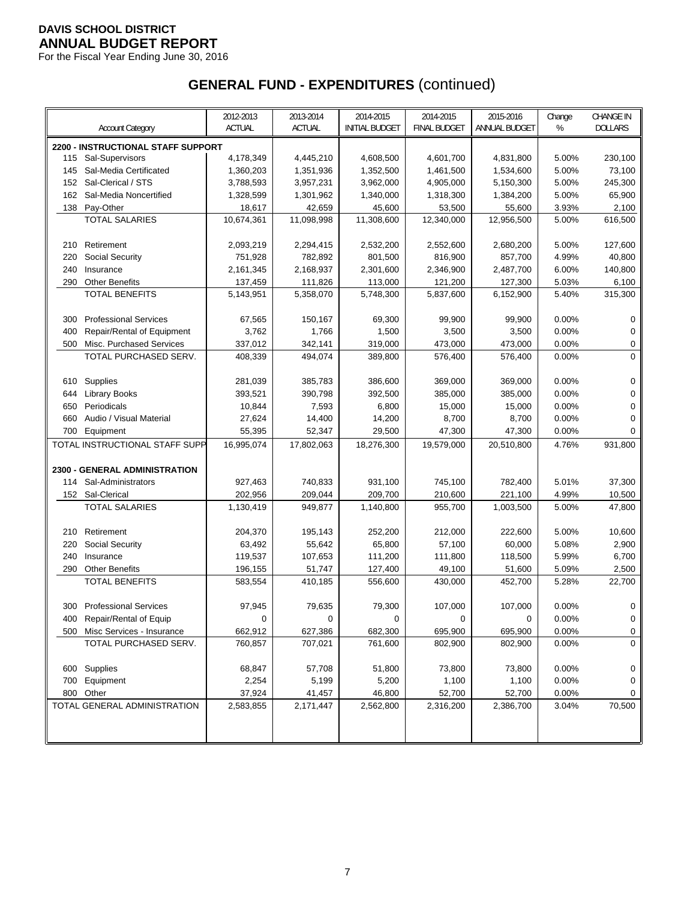**DAVIS SCHOOL DISTRICT**
**ANNUAL BUDGET REPORT**
For the Fiscal Year Ending June 30, 2016

# GENERAL FUND - EXPENDITURES (continued)

| Account Category | 2012-2013 ACTUAL | 2013-2014 ACTUAL | 2014-2015 INITIAL BUDGET | 2014-2015 FINAL BUDGET | 2015-2016 ANNUAL BUDGET | Change % | CHANGE IN DOLLARS |
|---|---|---|---|---|---|---|---|
| **2200 - INSTRUCTIONAL STAFF SUPPORT** | | | | | | | |
| 115 Sal-Supervisors | 4,178,349 | 4,445,210 | 4,608,500 | 4,601,700 | 4,831,800 | 5.00% | 230,100 |
| 145 Sal-Media Certificated | 1,360,203 | 1,351,936 | 1,352,500 | 1,461,500 | 1,534,600 | 5.00% | 73,100 |
| 152 Sal-Clerical / STS | 3,788,593 | 3,957,231 | 3,962,000 | 4,905,000 | 5,150,300 | 5.00% | 245,300 |
| 162 Sal-Media Noncertified | 1,328,599 | 1,301,962 | 1,340,000 | 1,318,300 | 1,384,200 | 5.00% | 65,900 |
| 138 Pay-Other | 18,617 | 42,659 | 45,600 | 53,500 | 55,600 | 3.93% | 2,100 |
| TOTAL SALARIES | 10,674,361 | 11,098,998 | 11,308,600 | 12,340,000 | 12,956,500 | 5.00% | 616,500 |
| 210 Retirement | 2,093,219 | 2,294,415 | 2,532,200 | 2,552,600 | 2,680,200 | 5.00% | 127,600 |
| 220 Social Security | 751,928 | 782,892 | 801,500 | 816,900 | 857,700 | 4.99% | 40,800 |
| 240 Insurance | 2,161,345 | 2,168,937 | 2,301,600 | 2,346,900 | 2,487,700 | 6.00% | 140,800 |
| 290 Other Benefits | 137,459 | 111,826 | 113,000 | 121,200 | 127,300 | 5.03% | 6,100 |
| TOTAL BENEFITS | 5,143,951 | 5,358,070 | 5,748,300 | 5,837,600 | 6,152,900 | 5.40% | 315,300 |
| 300 Professional Services | 67,565 | 150,167 | 69,300 | 99,900 | 99,900 | 0.00% | 0 |
| 400 Repair/Rental of Equipment | 3,762 | 1,766 | 1,500 | 3,500 | 3,500 | 0.00% | 0 |
| 500 Misc. Purchased Services | 337,012 | 342,141 | 319,000 | 473,000 | 473,000 | 0.00% | 0 |
| TOTAL PURCHASED SERV. | 408,339 | 494,074 | 389,800 | 576,400 | 576,400 | 0.00% | 0 |
| 610 Supplies | 281,039 | 385,783 | 386,600 | 369,000 | 369,000 | 0.00% | 0 |
| 644 Library Books | 393,521 | 390,798 | 392,500 | 385,000 | 385,000 | 0.00% | 0 |
| 650 Periodicals | 10,844 | 7,593 | 6,800 | 15,000 | 15,000 | 0.00% | 0 |
| 660 Audio / Visual Material | 27,624 | 14,400 | 14,200 | 8,700 | 8,700 | 0.00% | 0 |
| 700 Equipment | 55,395 | 52,347 | 29,500 | 47,300 | 47,300 | 0.00% | 0 |
| TOTAL INSTRUCTIONAL STAFF SUPP | 16,995,074 | 17,802,063 | 18,276,300 | 19,579,000 | 20,510,800 | 4.76% | 931,800 |
| **2300 - GENERAL ADMINISTRATION** | | | | | | | |
| 114 Sal-Administrators | 927,463 | 740,833 | 931,100 | 745,100 | 782,400 | 5.01% | 37,300 |
| 152 Sal-Clerical | 202,956 | 209,044 | 209,700 | 210,600 | 221,100 | 4.99% | 10,500 |
| TOTAL SALARIES | 1,130,419 | 949,877 | 1,140,800 | 955,700 | 1,003,500 | 5.00% | 47,800 |
| 210 Retirement | 204,370 | 195,143 | 252,200 | 212,000 | 222,600 | 5.00% | 10,600 |
| 220 Social Security | 63,492 | 55,642 | 65,800 | 57,100 | 60,000 | 5.08% | 2,900 |
| 240 Insurance | 119,537 | 107,653 | 111,200 | 111,800 | 118,500 | 5.99% | 6,700 |
| 290 Other Benefits | 196,155 | 51,747 | 127,400 | 49,100 | 51,600 | 5.09% | 2,500 |
| TOTAL BENEFITS | 583,554 | 410,185 | 556,600 | 430,000 | 452,700 | 5.28% | 22,700 |
| 300 Professional Services | 97,945 | 79,635 | 79,300 | 107,000 | 107,000 | 0.00% | 0 |
| 400 Repair/Rental of Equip | 0 | 0 | 0 | 0 | 0 | 0.00% | 0 |
| 500 Misc Services - Insurance | 662,912 | 627,386 | 682,300 | 695,900 | 695,900 | 0.00% | 0 |
| TOTAL PURCHASED SERV. | 760,857 | 707,021 | 761,600 | 802,900 | 802,900 | 0.00% | 0 |
| 600 Supplies | 68,847 | 57,708 | 51,800 | 73,800 | 73,800 | 0.00% | 0 |
| 700 Equipment | 2,254 | 5,199 | 5,200 | 1,100 | 1,100 | 0.00% | 0 |
| 800 Other | 37,924 | 41,457 | 46,800 | 52,700 | 52,700 | 0.00% | 0 |
| TOTAL GENERAL ADMINISTRATION | 2,583,855 | 2,171,447 | 2,562,800 | 2,316,200 | 2,386,700 | 3.04% | 70,500 |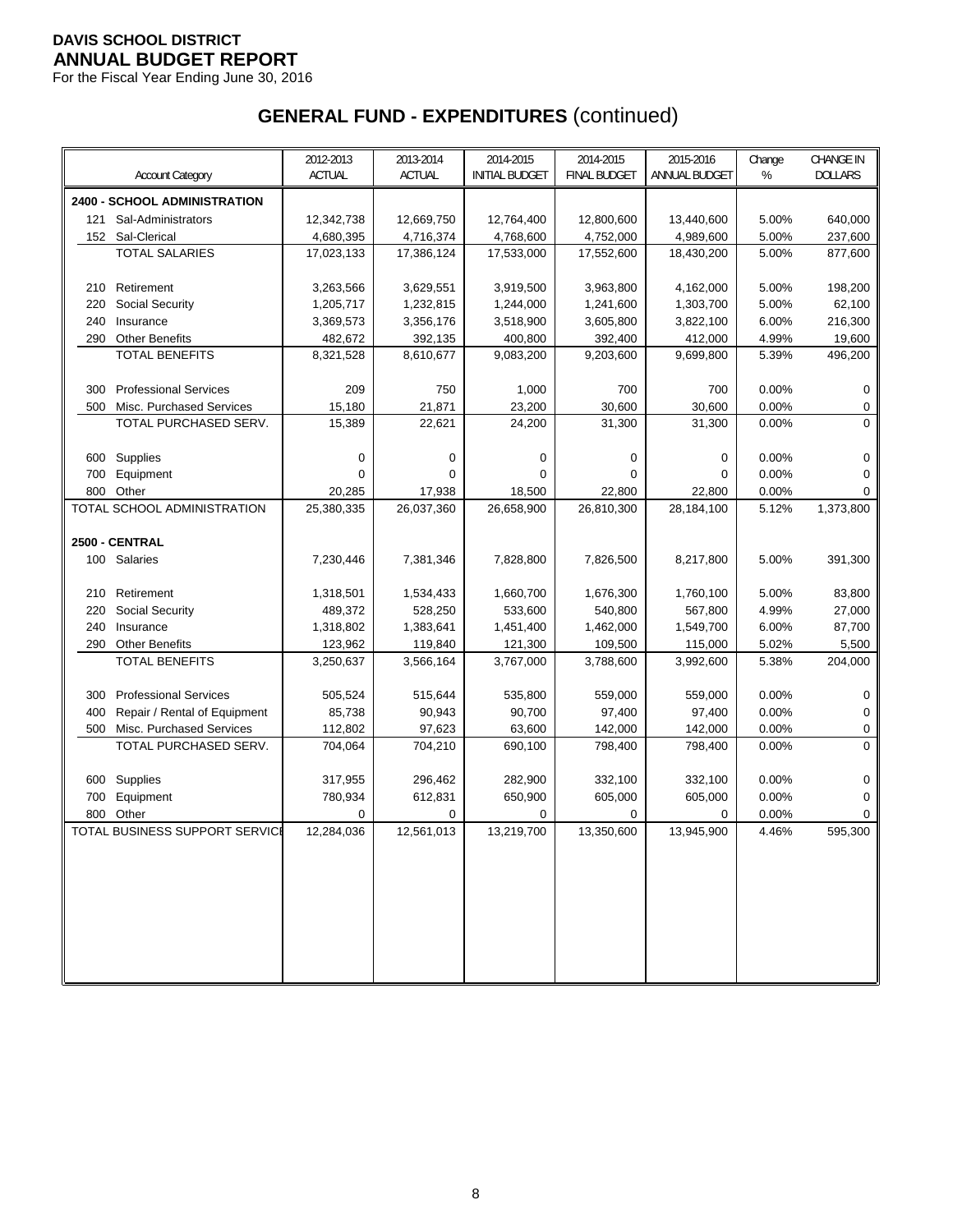**DAVIS SCHOOL DISTRICT**
**ANNUAL BUDGET REPORT**
For the Fiscal Year Ending June 30, 2016

# GENERAL FUND - EXPENDITURES (continued)

| Account Category | 2012-2013 ACTUAL | 2013-2014 ACTUAL | 2014-2015 INITIAL BUDGET | 2014-2015 FINAL BUDGET | 2015-2016 ANNUAL BUDGET | Change % | CHANGE IN DOLLARS |
|---|---|---|---|---|---|---|---|
| **2400 - SCHOOL ADMINISTRATION** | | | | | | | |
| 121 Sal-Administrators | 12,342,738 | 12,669,750 | 12,764,400 | 12,800,600 | 13,440,600 | 5.00% | 640,000 |
| 152 Sal-Clerical | 4,680,395 | 4,716,374 | 4,768,600 | 4,752,000 | 4,989,600 | 5.00% | 237,600 |
| TOTAL SALARIES | 17,023,133 | 17,386,124 | 17,533,000 | 17,552,600 | 18,430,200 | 5.00% | 877,600 |
| 210 Retirement | 3,263,566 | 3,629,551 | 3,919,500 | 3,963,800 | 4,162,000 | 5.00% | 198,200 |
| 220 Social Security | 1,205,717 | 1,232,815 | 1,244,000 | 1,241,600 | 1,303,700 | 5.00% | 62,100 |
| 240 Insurance | 3,369,573 | 3,356,176 | 3,518,900 | 3,605,800 | 3,822,100 | 6.00% | 216,300 |
| 290 Other Benefits | 482,672 | 392,135 | 400,800 | 392,400 | 412,000 | 4.99% | 19,600 |
| TOTAL BENEFITS | 8,321,528 | 8,610,677 | 9,083,200 | 9,203,600 | 9,699,800 | 5.39% | 496,200 |
| 300 Professional Services | 209 | 750 | 1,000 | 700 | 700 | 0.00% | 0 |
| 500 Misc. Purchased Services | 15,180 | 21,871 | 23,200 | 30,600 | 30,600 | 0.00% | 0 |
| TOTAL PURCHASED SERV. | 15,389 | 22,621 | 24,200 | 31,300 | 31,300 | 0.00% | 0 |
| 600 Supplies | 0 | 0 | 0 | 0 | 0 | 0.00% | 0 |
| 700 Equipment | 0 | 0 | 0 | 0 | 0 | 0.00% | 0 |
| 800 Other | 20,285 | 17,938 | 18,500 | 22,800 | 22,800 | 0.00% | 0 |
| TOTAL SCHOOL ADMINISTRATION | 25,380,335 | 26,037,360 | 26,658,900 | 26,810,300 | 28,184,100 | 5.12% | 1,373,800 |
| **2500 - CENTRAL** | | | | | | | |
| 100 Salaries | 7,230,446 | 7,381,346 | 7,828,800 | 7,826,500 | 8,217,800 | 5.00% | 391,300 |
| 210 Retirement | 1,318,501 | 1,534,433 | 1,660,700 | 1,676,300 | 1,760,100 | 5.00% | 83,800 |
| 220 Social Security | 489,372 | 528,250 | 533,600 | 540,800 | 567,800 | 4.99% | 27,000 |
| 240 Insurance | 1,318,802 | 1,383,641 | 1,451,400 | 1,462,000 | 1,549,700 | 6.00% | 87,700 |
| 290 Other Benefits | 123,962 | 119,840 | 121,300 | 109,500 | 115,000 | 5.02% | 5,500 |
| TOTAL BENEFITS | 3,250,637 | 3,566,164 | 3,767,000 | 3,788,600 | 3,992,600 | 5.38% | 204,000 |
| 300 Professional Services | 505,524 | 515,644 | 535,800 | 559,000 | 559,000 | 0.00% | 0 |
| 400 Repair / Rental of Equipment | 85,738 | 90,943 | 90,700 | 97,400 | 97,400 | 0.00% | 0 |
| 500 Misc. Purchased Services | 112,802 | 97,623 | 63,600 | 142,000 | 142,000 | 0.00% | 0 |
| TOTAL PURCHASED SERV. | 704,064 | 704,210 | 690,100 | 798,400 | 798,400 | 0.00% | 0 |
| 600 Supplies | 317,955 | 296,462 | 282,900 | 332,100 | 332,100 | 0.00% | 0 |
| 700 Equipment | 780,934 | 612,831 | 650,900 | 605,000 | 605,000 | 0.00% | 0 |
| 800 Other | 0 | 0 | 0 | 0 | 0 | 0.00% | 0 |
| TOTAL BUSINESS SUPPORT SERVICE | 12,284,036 | 12,561,013 | 13,219,700 | 13,350,600 | 13,945,900 | 4.46% | 595,300 |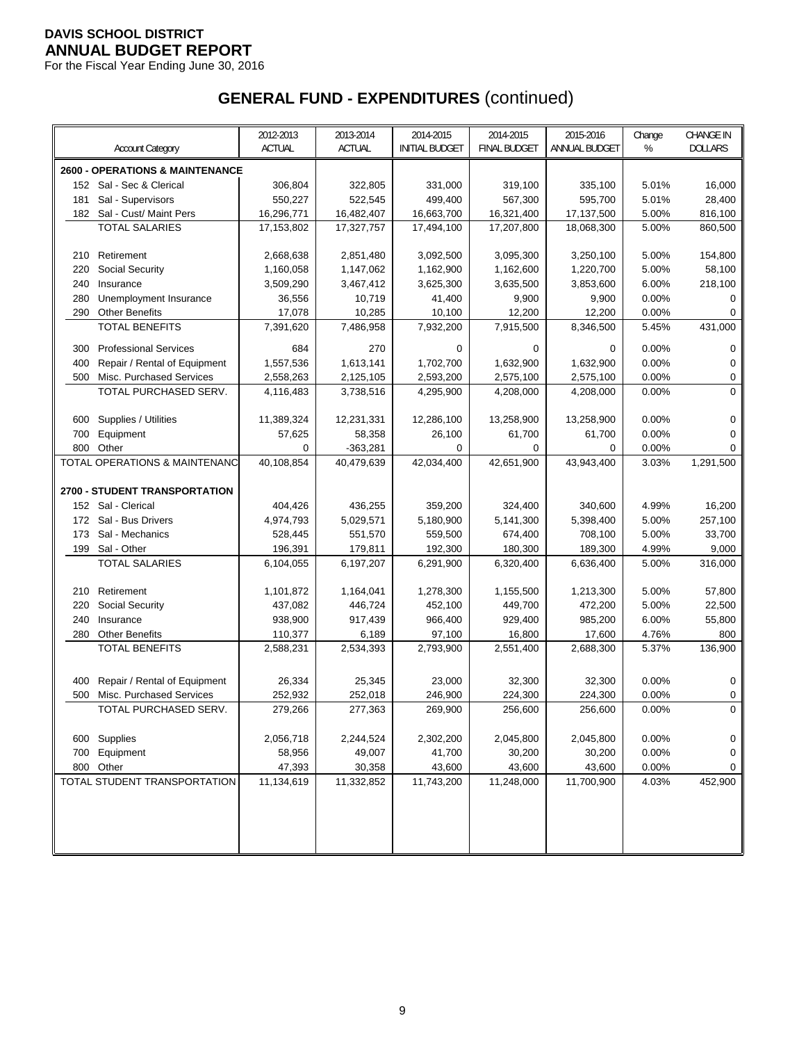**DAVIS SCHOOL DISTRICT**
**ANNUAL BUDGET REPORT**
For the Fiscal Year Ending June 30, 2016

# GENERAL FUND - EXPENDITURES (continued)

| Account Category | 2012-2013 ACTUAL | 2013-2014 ACTUAL | 2014-2015 INITIAL BUDGET | 2014-2015 FINAL BUDGET | 2015-2016 ANNUAL BUDGET | Change % | CHANGE IN DOLLARS |
|---|---|---|---|---|---|---|---|
| **2600 - OPERATIONS & MAINTENANCE** | | | | | | | |
| 152 Sal - Sec & Clerical | 306,804 | 322,805 | 331,000 | 319,100 | 335,100 | 5.01% | 16,000 |
| 181 Sal - Supervisors | 550,227 | 522,545 | 499,400 | 567,300 | 595,700 | 5.01% | 28,400 |
| 182 Sal - Cust/ Maint Pers | 16,296,771 | 16,482,407 | 16,663,700 | 16,321,400 | 17,137,500 | 5.00% | 816,100 |
| TOTAL SALARIES | 17,153,802 | 17,327,757 | 17,494,100 | 17,207,800 | 18,068,300 | 5.00% | 860,500 |
| 210 Retirement | 2,668,638 | 2,851,480 | 3,092,500 | 3,095,300 | 3,250,100 | 5.00% | 154,800 |
| 220 Social Security | 1,160,058 | 1,147,062 | 1,162,900 | 1,162,600 | 1,220,700 | 5.00% | 58,100 |
| 240 Insurance | 3,509,290 | 3,467,412 | 3,625,300 | 3,635,500 | 3,853,600 | 6.00% | 218,100 |
| 280 Unemployment Insurance | 36,556 | 10,719 | 41,400 | 9,900 | 9,900 | 0.00% | 0 |
| 290 Other Benefits | 17,078 | 10,285 | 10,100 | 12,200 | 12,200 | 0.00% | 0 |
| TOTAL BENEFITS | 7,391,620 | 7,486,958 | 7,932,200 | 7,915,500 | 8,346,500 | 5.45% | 431,000 |
| 300 Professional Services | 684 | 270 | 0 | 0 | 0 | 0.00% | 0 |
| 400 Repair / Rental of Equipment | 1,557,536 | 1,613,141 | 1,702,700 | 1,632,900 | 1,632,900 | 0.00% | 0 |
| 500 Misc. Purchased Services | 2,558,263 | 2,125,105 | 2,593,200 | 2,575,100 | 2,575,100 | 0.00% | 0 |
| TOTAL PURCHASED SERV. | 4,116,483 | 3,738,516 | 4,295,900 | 4,208,000 | 4,208,000 | 0.00% | 0 |
| 600 Supplies / Utilities | 11,389,324 | 12,231,331 | 12,286,100 | 13,258,900 | 13,258,900 | 0.00% | 0 |
| 700 Equipment | 57,625 | 58,358 | 26,100 | 61,700 | 61,700 | 0.00% | 0 |
| 800 Other | 0 | -363,281 | 0 | 0 | 0 | 0.00% | 0 |
| TOTAL OPERATIONS & MAINTENANC | 40,108,854 | 40,479,639 | 42,034,400 | 42,651,900 | 43,943,400 | 3.03% | 1,291,500 |
| **2700 - STUDENT TRANSPORTATION** | | | | | | | |
| 152 Sal - Clerical | 404,426 | 436,255 | 359,200 | 324,400 | 340,600 | 4.99% | 16,200 |
| 172 Sal - Bus Drivers | 4,974,793 | 5,029,571 | 5,180,900 | 5,141,300 | 5,398,400 | 5.00% | 257,100 |
| 173 Sal - Mechanics | 528,445 | 551,570 | 559,500 | 674,400 | 708,100 | 5.00% | 33,700 |
| 199 Sal - Other | 196,391 | 179,811 | 192,300 | 180,300 | 189,300 | 4.99% | 9,000 |
| TOTAL SALARIES | 6,104,055 | 6,197,207 | 6,291,900 | 6,320,400 | 6,636,400 | 5.00% | 316,000 |
| 210 Retirement | 1,101,872 | 1,164,041 | 1,278,300 | 1,155,500 | 1,213,300 | 5.00% | 57,800 |
| 220 Social Security | 437,082 | 446,724 | 452,100 | 449,700 | 472,200 | 5.00% | 22,500 |
| 240 Insurance | 938,900 | 917,439 | 966,400 | 929,400 | 985,200 | 6.00% | 55,800 |
| 280 Other Benefits | 110,377 | 6,189 | 97,100 | 16,800 | 17,600 | 4.76% | 800 |
| TOTAL BENEFITS | 2,588,231 | 2,534,393 | 2,793,900 | 2,551,400 | 2,688,300 | 5.37% | 136,900 |
| 400 Repair / Rental of Equipment | 26,334 | 25,345 | 23,000 | 32,300 | 32,300 | 0.00% | 0 |
| 500 Misc. Purchased Services | 252,932 | 252,018 | 246,900 | 224,300 | 224,300 | 0.00% | 0 |
| TOTAL PURCHASED SERV. | 279,266 | 277,363 | 269,900 | 256,600 | 256,600 | 0.00% | 0 |
| 600 Supplies | 2,056,718 | 2,244,524 | 2,302,200 | 2,045,800 | 2,045,800 | 0.00% | 0 |
| 700 Equipment | 58,956 | 49,007 | 41,700 | 30,200 | 30,200 | 0.00% | 0 |
| 800 Other | 47,393 | 30,358 | 43,600 | 43,600 | 43,600 | 0.00% | 0 |
| TOTAL STUDENT TRANSPORTATION | 11,134,619 | 11,332,852 | 11,743,200 | 11,248,000 | 11,700,900 | 4.03% | 452,900 |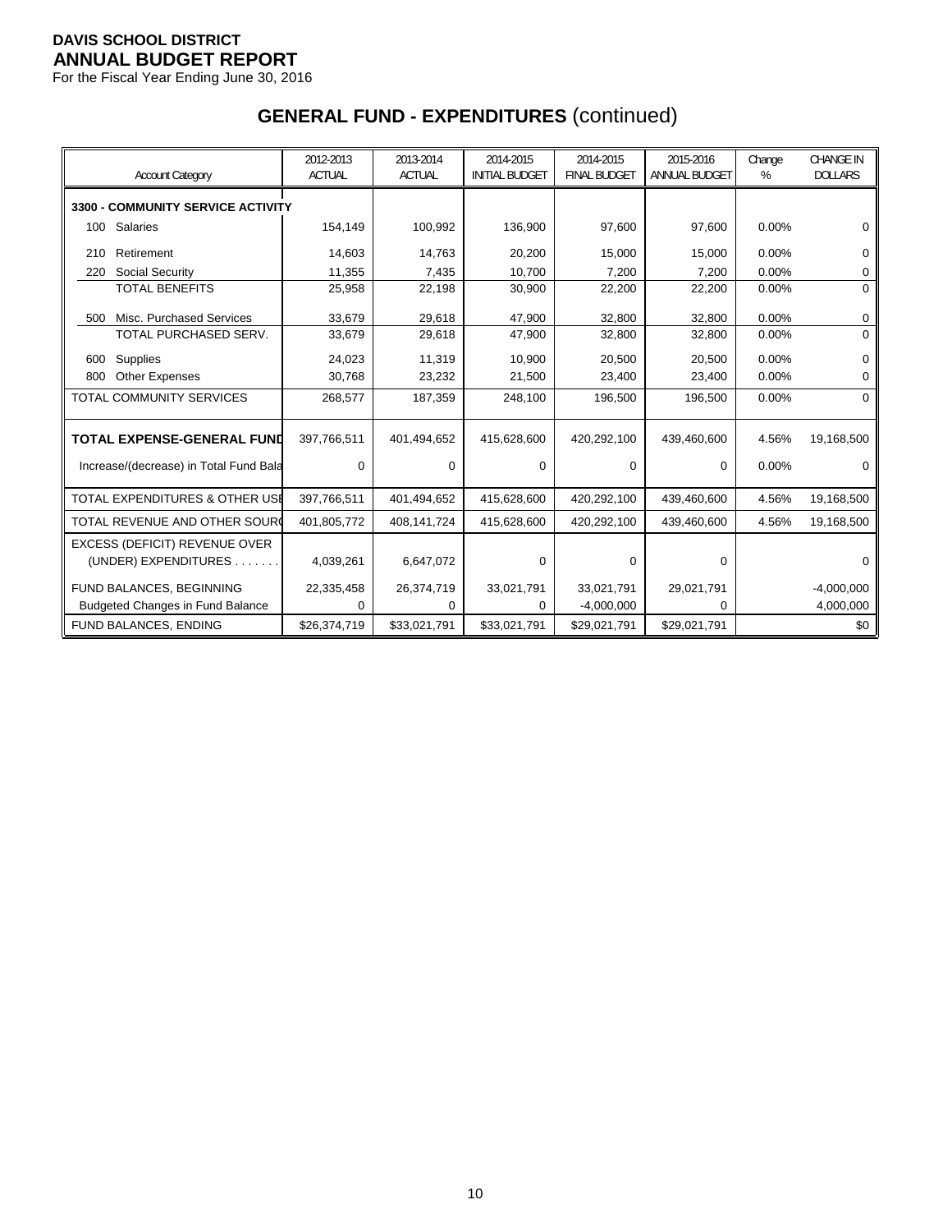**DAVIS SCHOOL DISTRICT**
**ANNUAL BUDGET REPORT**
For the Fiscal Year Ending June 30, 2016

## GENERAL FUND - EXPENDITURES (continued)

| Account Category | 2012-2013 ACTUAL | 2013-2014 ACTUAL | 2014-2015 INITIAL BUDGET | 2014-2015 FINAL BUDGET | 2015-2016 ANNUAL BUDGET | Change % | CHANGE IN DOLLARS |
|---|---|---|---|---|---|---|---|
| **3300 - COMMUNITY SERVICE ACTIVITY** | | | | | | | |
| 100 Salaries | 154,149 | 100,992 | 136,900 | 97,600 | 97,600 | 0.00% | 0 |
| 210 Retirement | 14,603 | 14,763 | 20,200 | 15,000 | 15,000 | 0.00% | 0 |
| 220 Social Security | 11,355 | 7,435 | 10,700 | 7,200 | 7,200 | 0.00% | 0 |
| TOTAL BENEFITS | 25,958 | 22,198 | 30,900 | 22,200 | 22,200 | 0.00% | 0 |
| 500 Misc. Purchased Services | 33,679 | 29,618 | 47,900 | 32,800 | 32,800 | 0.00% | 0 |
| TOTAL PURCHASED SERV. | 33,679 | 29,618 | 47,900 | 32,800 | 32,800 | 0.00% | 0 |
| 600 Supplies | 24,023 | 11,319 | 10,900 | 20,500 | 20,500 | 0.00% | 0 |
| 800 Other Expenses | 30,768 | 23,232 | 21,500 | 23,400 | 23,400 | 0.00% | 0 |
| TOTAL COMMUNITY SERVICES | 268,577 | 187,359 | 248,100 | 196,500 | 196,500 | 0.00% | 0 |
| **TOTAL EXPENSE-GENERAL FUND** | 397,766,511 | 401,494,652 | 415,628,600 | 420,292,100 | 439,460,600 | 4.56% | 19,168,500 |
| Increase/(decrease) in Total Fund Bala | 0 | 0 | 0 | 0 | 0 | 0.00% | 0 |
| TOTAL EXPENDITURES & OTHER USE | 397,766,511 | 401,494,652 | 415,628,600 | 420,292,100 | 439,460,600 | 4.56% | 19,168,500 |
| TOTAL REVENUE AND OTHER SOURC | 401,805,772 | 408,141,724 | 415,628,600 | 420,292,100 | 439,460,600 | 4.56% | 19,168,500 |
| EXCESS (DEFICIT) REVENUE OVER (UNDER) EXPENDITURES . . . . . . . | 4,039,261 | 6,647,072 | 0 | 0 | 0 | | 0 |
| FUND BALANCES, BEGINNING | 22,335,458 | 26,374,719 | 33,021,791 | 33,021,791 | 29,021,791 | | -4,000,000 |
| Budgeted Changes in Fund Balance | 0 | 0 | 0 | -4,000,000 | 0 | | 4,000,000 |
| FUND BALANCES, ENDING | $26,374,719 | $33,021,791 | $33,021,791 | $29,021,791 | $29,021,791 | | $0 |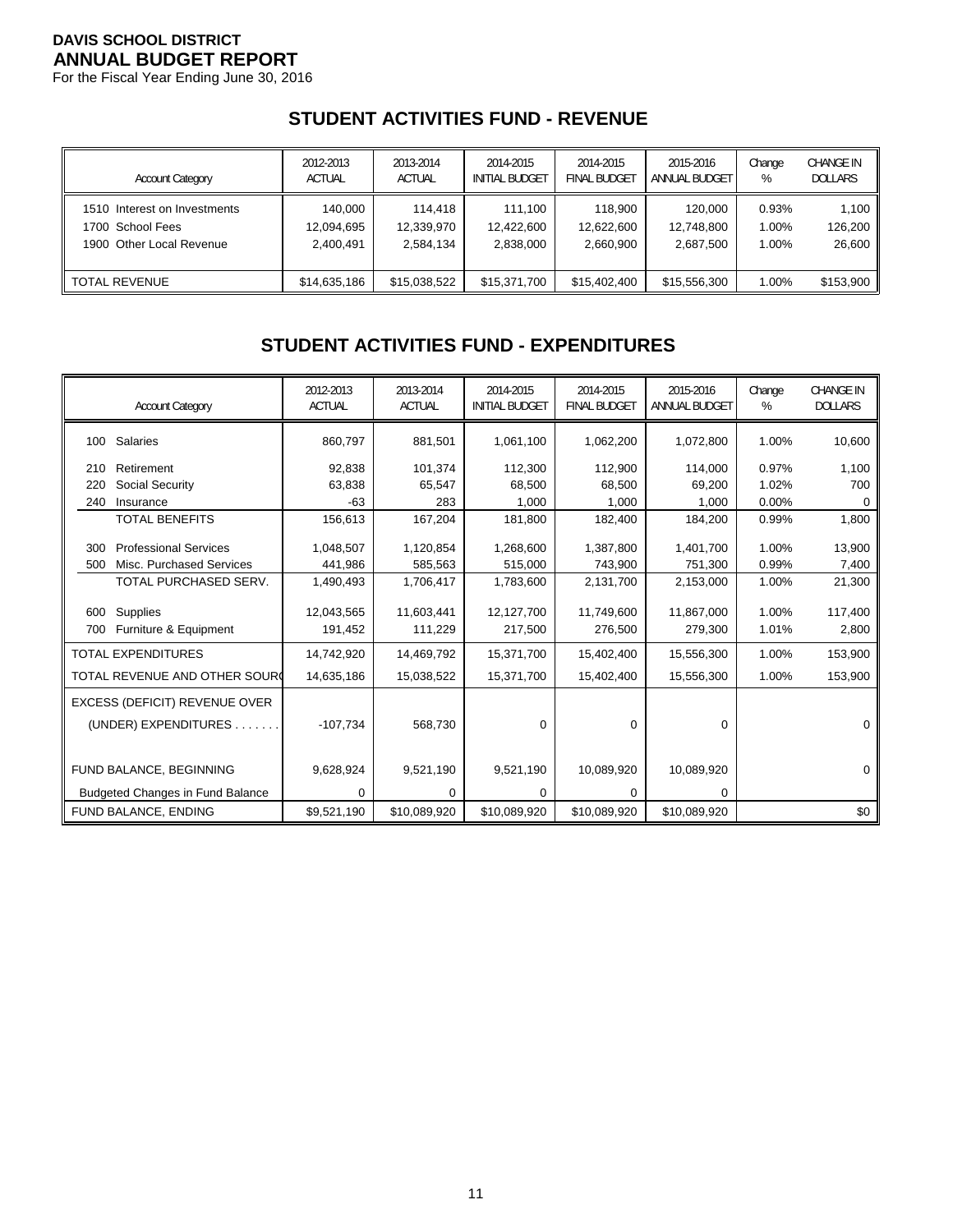**DAVIS SCHOOL DISTRICT**
**ANNUAL BUDGET REPORT**
For the Fiscal Year Ending June 30, 2016

## STUDENT ACTIVITIES FUND - REVENUE

| Account Category | 2012-2013 ACTUAL | 2013-2014 ACTUAL | 2014-2015 INITIAL BUDGET | 2014-2015 FINAL BUDGET | 2015-2016 ANNUAL BUDGET | Change % | CHANGE IN DOLLARS |
|---|---|---|---|---|---|---|---|
| 1510 Interest on Investments | 140,000 | 114,418 | 111,100 | 118,900 | 120,000 | 0.93% | 1,100 |
| 1700 School Fees | 12,094,695 | 12,339,970 | 12,422,600 | 12,622,600 | 12,748,800 | 1.00% | 126,200 |
| 1900 Other Local Revenue | 2,400,491 | 2,584,134 | 2,838,000 | 2,660,900 | 2,687,500 | 1.00% | 26,600 |
| TOTAL REVENUE | $14,635,186 | $15,038,522 | $15,371,700 | $15,402,400 | $15,556,300 | 1.00% | $153,900 |

## STUDENT ACTIVITIES FUND - EXPENDITURES

| Account Category | 2012-2013 ACTUAL | 2013-2014 ACTUAL | 2014-2015 INITIAL BUDGET | 2014-2015 FINAL BUDGET | 2015-2016 ANNUAL BUDGET | Change % | CHANGE IN DOLLARS |
|---|---|---|---|---|---|---|---|
| 100 Salaries | 860,797 | 881,501 | 1,061,100 | 1,062,200 | 1,072,800 | 1.00% | 10,600 |
| 210 Retirement | 92,838 | 101,374 | 112,300 | 112,900 | 114,000 | 0.97% | 1,100 |
| 220 Social Security | 63,838 | 65,547 | 68,500 | 68,500 | 69,200 | 1.02% | 700 |
| 240 Insurance | -63 | 283 | 1,000 | 1,000 | 1,000 | 0.00% | 0 |
| TOTAL BENEFITS | 156,613 | 167,204 | 181,800 | 182,400 | 184,200 | 0.99% | 1,800 |
| 300 Professional Services | 1,048,507 | 1,120,854 | 1,268,600 | 1,387,800 | 1,401,700 | 1.00% | 13,900 |
| 500 Misc. Purchased Services | 441,986 | 585,563 | 515,000 | 743,900 | 751,300 | 0.99% | 7,400 |
| TOTAL PURCHASED SERV. | 1,490,493 | 1,706,417 | 1,783,600 | 2,131,700 | 2,153,000 | 1.00% | 21,300 |
| 600 Supplies | 12,043,565 | 11,603,441 | 12,127,700 | 11,749,600 | 11,867,000 | 1.00% | 117,400 |
| 700 Furniture & Equipment | 191,452 | 111,229 | 217,500 | 276,500 | 279,300 | 1.01% | 2,800 |
| TOTAL EXPENDITURES | 14,742,920 | 14,469,792 | 15,371,700 | 15,402,400 | 15,556,300 | 1.00% | 153,900 |
| TOTAL REVENUE AND OTHER SOURC | 14,635,186 | 15,038,522 | 15,371,700 | 15,402,400 | 15,556,300 | 1.00% | 153,900 |
| EXCESS (DEFICIT) REVENUE OVER (UNDER) EXPENDITURES . . . . . . . | -107,734 | 568,730 | 0 | 0 | 0 | | 0 |
| FUND BALANCE, BEGINNING | 9,628,924 | 9,521,190 | 9,521,190 | 10,089,920 | 10,089,920 | | 0 |
| Budgeted Changes in Fund Balance | 0 | 0 | 0 | 0 | 0 | | |
| FUND BALANCE, ENDING | $9,521,190 | $10,089,920 | $10,089,920 | $10,089,920 | $10,089,920 | | $0 |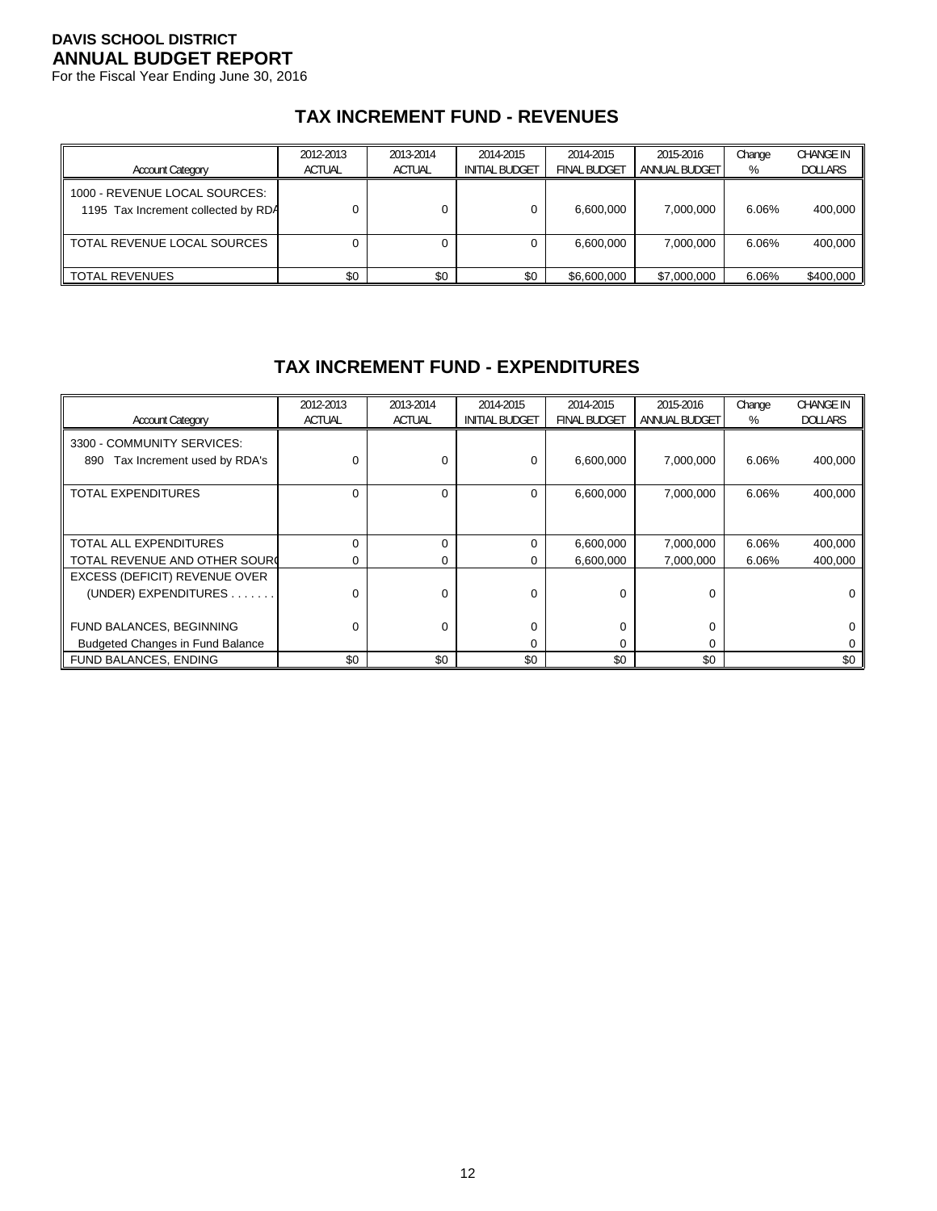**DAVIS SCHOOL DISTRICT**
**ANNUAL BUDGET REPORT**
For the Fiscal Year Ending June 30, 2016

## TAX INCREMENT FUND - REVENUES

| Account Category | 2012-2013 ACTUAL | 2013-2014 ACTUAL | 2014-2015 INITIAL BUDGET | 2014-2015 FINAL BUDGET | 2015-2016 ANNUAL BUDGET | Change % | CHANGE IN DOLLARS |
|---|---|---|---|---|---|---|---|
| 1000 - REVENUE LOCAL SOURCES: | | | | | | | |
| 1195 Tax Increment collected by RDA | 0 | 0 | 0 | 6,600,000 | 7,000,000 | 6.06% | 400,000 |
| TOTAL REVENUE LOCAL SOURCES | 0 | 0 | 0 | 6,600,000 | 7,000,000 | 6.06% | 400,000 |
| TOTAL REVENUES | $0 | $0 | $0 | $6,600,000 | $7,000,000 | 6.06% | $400,000 |

## TAX INCREMENT FUND - EXPENDITURES

| Account Category | 2012-2013 ACTUAL | 2013-2014 ACTUAL | 2014-2015 INITIAL BUDGET | 2014-2015 FINAL BUDGET | 2015-2016 ANNUAL BUDGET | Change % | CHANGE IN DOLLARS |
|---|---|---|---|---|---|---|---|
| 3300 - COMMUNITY SERVICES: | | | | | | | |
| 890 Tax Increment used by RDA's | 0 | 0 | 0 | 6,600,000 | 7,000,000 | 6.06% | 400,000 |
| TOTAL EXPENDITURES | 0 | 0 | 0 | 6,600,000 | 7,000,000 | 6.06% | 400,000 |
| TOTAL ALL EXPENDITURES | 0 | 0 | 0 | 6,600,000 | 7,000,000 | 6.06% | 400,000 |
| TOTAL REVENUE AND OTHER SOURC | 0 | 0 | 0 | 6,600,000 | 7,000,000 | 6.06% | 400,000 |
| EXCESS (DEFICIT) REVENUE OVER (UNDER) EXPENDITURES . . . . . . . | 0 | 0 | 0 | 0 | 0 | | 0 |
| FUND BALANCES, BEGINNING | 0 | 0 | 0 | 0 | 0 | | 0 |
| Budgeted Changes in Fund Balance | | | 0 | 0 | 0 | | 0 |
| FUND BALANCES, ENDING | $0 | $0 | $0 | $0 | $0 | | $0 |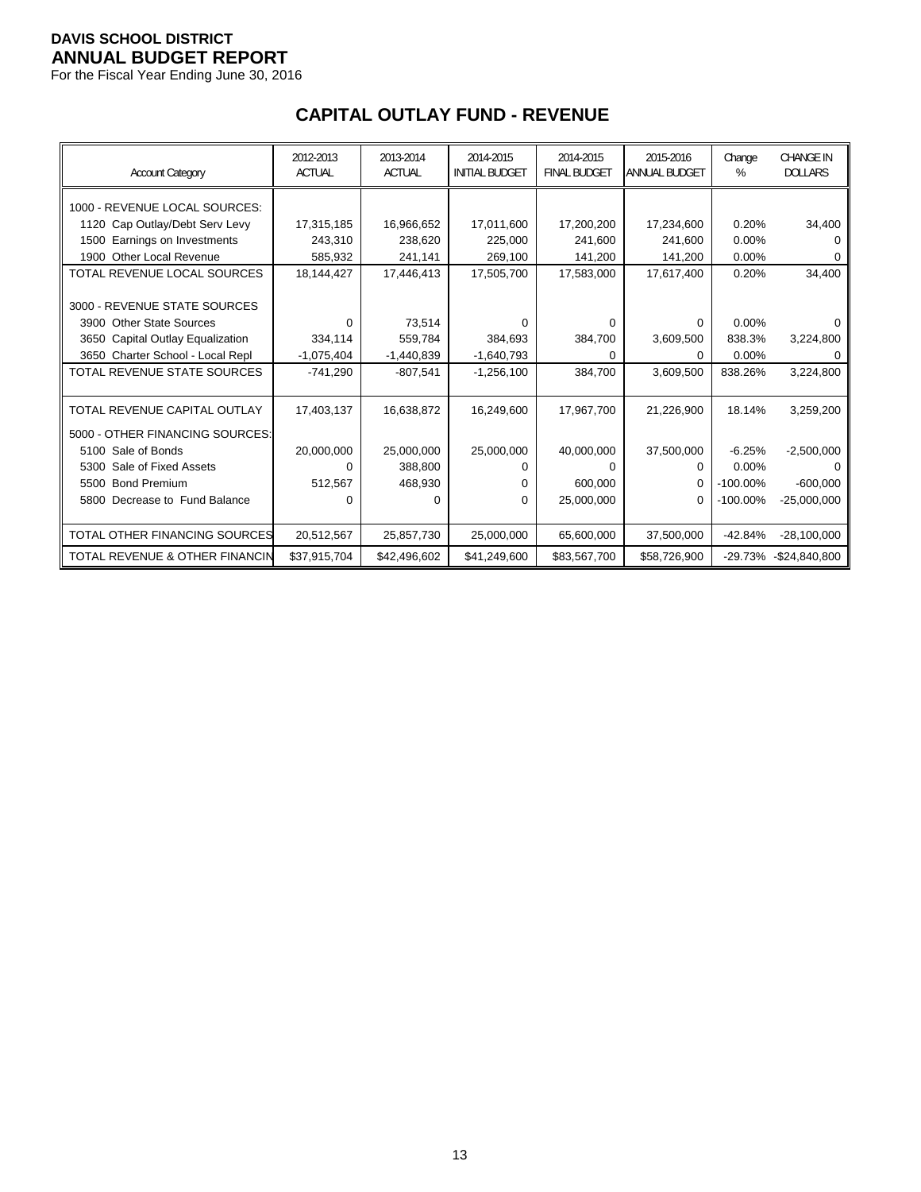**DAVIS SCHOOL DISTRICT**
**ANNUAL BUDGET REPORT**
For the Fiscal Year Ending June 30, 2016

## CAPITAL OUTLAY FUND - REVENUE

| Account Category | 2012-2013 ACTUAL | 2013-2014 ACTUAL | 2014-2015 INITIAL BUDGET | 2014-2015 FINAL BUDGET | 2015-2016 ANNUAL BUDGET | Change % | CHANGE IN DOLLARS |
|---|---|---|---|---|---|---|---|
| 1000 - REVENUE LOCAL SOURCES: | | | | | | | |
| 1120 Cap Outlay/Debt Serv Levy | 17,315,185 | 16,966,652 | 17,011,600 | 17,200,200 | 17,234,600 | 0.20% | 34,400 |
| 1500 Earnings on Investments | 243,310 | 238,620 | 225,000 | 241,600 | 241,600 | 0.00% | 0 |
| 1900 Other Local Revenue | 585,932 | 241,141 | 269,100 | 141,200 | 141,200 | 0.00% | 0 |
| TOTAL REVENUE LOCAL SOURCES | 18,144,427 | 17,446,413 | 17,505,700 | 17,583,000 | 17,617,400 | 0.20% | 34,400 |
| 3000 - REVENUE STATE SOURCES | | | | | | | |
| 3900 Other State Sources | 0 | 73,514 | 0 | 0 | 0 | 0.00% | 0 |
| 3650 Capital Outlay Equalization | 334,114 | 559,784 | 384,693 | 384,700 | 3,609,500 | 838.3% | 3,224,800 |
| 3650 Charter School - Local Repl | -1,075,404 | -1,440,839 | -1,640,793 | 0 | 0 | 0.00% | 0 |
| TOTAL REVENUE STATE SOURCES | -741,290 | -807,541 | -1,256,100 | 384,700 | 3,609,500 | 838.26% | 3,224,800 |
| TOTAL REVENUE CAPITAL OUTLAY | 17,403,137 | 16,638,872 | 16,249,600 | 17,967,700 | 21,226,900 | 18.14% | 3,259,200 |
| 5000 - OTHER FINANCING SOURCES: | | | | | | | |
| 5100 Sale of Bonds | 20,000,000 | 25,000,000 | 25,000,000 | 40,000,000 | 37,500,000 | -6.25% | -2,500,000 |
| 5300 Sale of Fixed Assets | 0 | 388,800 | 0 | 0 | 0 | 0.00% | 0 |
| 5500 Bond Premium | 512,567 | 468,930 | 0 | 600,000 | 0 | -100.00% | -600,000 |
| 5800 Decrease to Fund Balance | 0 | 0 | 0 | 25,000,000 | 0 | -100.00% | -25,000,000 |
| TOTAL OTHER FINANCING SOURCES | 20,512,567 | 25,857,730 | 25,000,000 | 65,600,000 | 37,500,000 | -42.84% | -28,100,000 |
| TOTAL REVENUE & OTHER FINANCIN | $37,915,704 | $42,496,602 | $41,249,600 | $83,567,700 | $58,726,900 | -29.73% | -$24,840,800 |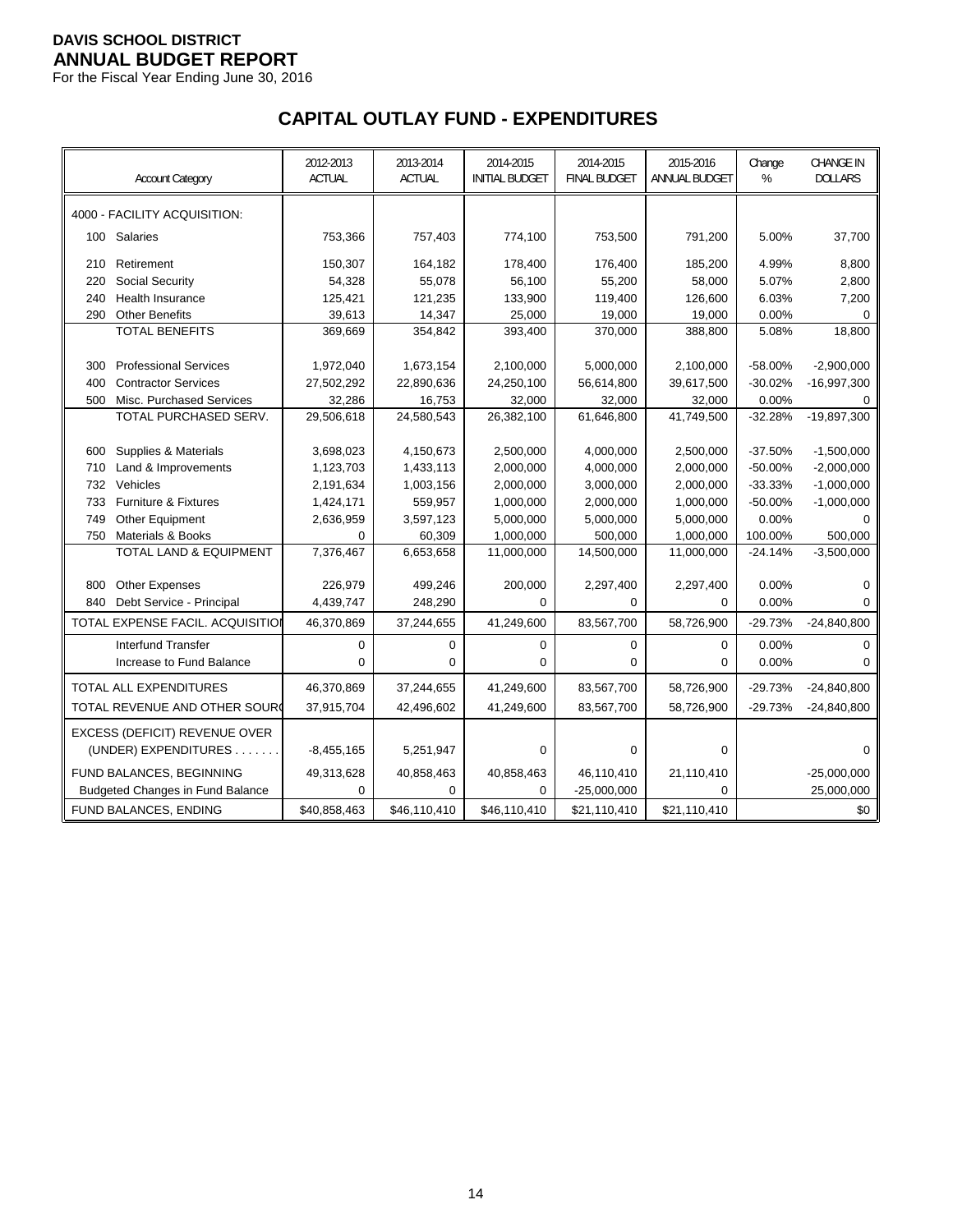**DAVIS SCHOOL DISTRICT**
**ANNUAL BUDGET REPORT**
For the Fiscal Year Ending June 30, 2016

## CAPITAL OUTLAY FUND - EXPENDITURES

| Account Category | 2012-2013 ACTUAL | 2013-2014 ACTUAL | 2014-2015 INITIAL BUDGET | 2014-2015 FINAL BUDGET | 2015-2016 ANNUAL BUDGET | Change % | CHANGE IN DOLLARS |
|---|---|---|---|---|---|---|---|
| 4000 - FACILITY ACQUISITION: | | | | | | | |
| 100 Salaries | 753,366 | 757,403 | 774,100 | 753,500 | 791,200 | 5.00% | 37,700 |
| 210 Retirement | 150,307 | 164,182 | 178,400 | 176,400 | 185,200 | 4.99% | 8,800 |
| 220 Social Security | 54,328 | 55,078 | 56,100 | 55,200 | 58,000 | 5.07% | 2,800 |
| 240 Health Insurance | 125,421 | 121,235 | 133,900 | 119,400 | 126,600 | 6.03% | 7,200 |
| 290 Other Benefits | 39,613 | 14,347 | 25,000 | 19,000 | 19,000 | 0.00% | 0 |
| TOTAL BENEFITS | 369,669 | 354,842 | 393,400 | 370,000 | 388,800 | 5.08% | 18,800 |
| 300 Professional Services | 1,972,040 | 1,673,154 | 2,100,000 | 5,000,000 | 2,100,000 | -58.00% | -2,900,000 |
| 400 Contractor Services | 27,502,292 | 22,890,636 | 24,250,100 | 56,614,800 | 39,617,500 | -30.02% | -16,997,300 |
| 500 Misc. Purchased Services | 32,286 | 16,753 | 32,000 | 32,000 | 32,000 | 0.00% | 0 |
| TOTAL PURCHASED SERV. | 29,506,618 | 24,580,543 | 26,382,100 | 61,646,800 | 41,749,500 | -32.28% | -19,897,300 |
| 600 Supplies & Materials | 3,698,023 | 4,150,673 | 2,500,000 | 4,000,000 | 2,500,000 | -37.50% | -1,500,000 |
| 710 Land & Improvements | 1,123,703 | 1,433,113 | 2,000,000 | 4,000,000 | 2,000,000 | -50.00% | -2,000,000 |
| 732 Vehicles | 2,191,634 | 1,003,156 | 2,000,000 | 3,000,000 | 2,000,000 | -33.33% | -1,000,000 |
| 733 Furniture & Fixtures | 1,424,171 | 559,957 | 1,000,000 | 2,000,000 | 1,000,000 | -50.00% | -1,000,000 |
| 749 Other Equipment | 2,636,959 | 3,597,123 | 5,000,000 | 5,000,000 | 5,000,000 | 0.00% | 0 |
| 750 Materials & Books | 0 | 60,309 | 1,000,000 | 500,000 | 1,000,000 | 100.00% | 500,000 |
| TOTAL LAND & EQUIPMENT | 7,376,467 | 6,653,658 | 11,000,000 | 14,500,000 | 11,000,000 | -24.14% | -3,500,000 |
| 800 Other Expenses | 226,979 | 499,246 | 200,000 | 2,297,400 | 2,297,400 | 0.00% | 0 |
| 840 Debt Service - Principal | 4,439,747 | 248,290 | 0 | 0 | 0 | 0.00% | 0 |
| TOTAL EXPENSE FACIL. ACQUISITIO | 46,370,869 | 37,244,655 | 41,249,600 | 83,567,700 | 58,726,900 | -29.73% | -24,840,800 |
| Interfund Transfer | 0 | 0 | 0 | 0 | 0 | 0.00% | 0 |
| Increase to Fund Balance | 0 | 0 | 0 | 0 | 0 | 0.00% | 0 |
| TOTAL ALL EXPENDITURES | 46,370,869 | 37,244,655 | 41,249,600 | 83,567,700 | 58,726,900 | -29.73% | -24,840,800 |
| TOTAL REVENUE AND OTHER SOUR | 37,915,704 | 42,496,602 | 41,249,600 | 83,567,700 | 58,726,900 | -29.73% | -24,840,800 |
| EXCESS (DEFICIT) REVENUE OVER (UNDER) EXPENDITURES . . . . . . . | -8,455,165 | 5,251,947 | 0 | 0 | 0 | | 0 |
| FUND BALANCES, BEGINNING | 49,313,628 | 40,858,463 | 40,858,463 | 46,110,410 | 21,110,410 | | -25,000,000 |
| Budgeted Changes in Fund Balance | 0 | 0 | 0 | -25,000,000 | 0 | | 25,000,000 |
| FUND BALANCES, ENDING | $40,858,463 | $46,110,410 | $46,110,410 | $21,110,410 | $21,110,410 | | $0 |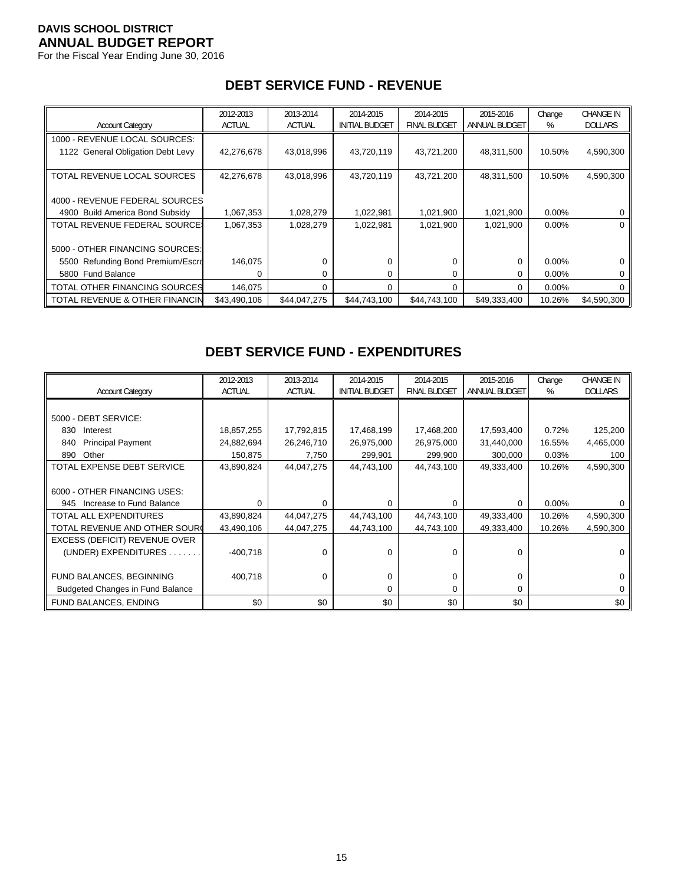**DAVIS SCHOOL DISTRICT**
**ANNUAL BUDGET REPORT**
For the Fiscal Year Ending June 30, 2016

## DEBT SERVICE FUND - REVENUE

| Account Category | 2012-2013 ACTUAL | 2013-2014 ACTUAL | 2014-2015 INITIAL BUDGET | 2014-2015 FINAL BUDGET | 2015-2016 ANNUAL BUDGET | Change % | CHANGE IN DOLLARS |
|---|---|---|---|---|---|---|---|
| 1000 - REVENUE LOCAL SOURCES: | | | | | | | |
| 1122 General Obligation Debt Levy | 42,276,678 | 43,018,996 | 43,720,119 | 43,721,200 | 48,311,500 | 10.50% | 4,590,300 |
| TOTAL REVENUE LOCAL SOURCES | 42,276,678 | 43,018,996 | 43,720,119 | 43,721,200 | 48,311,500 | 10.50% | 4,590,300 |
| 4000 - REVENUE FEDERAL SOURCES | | | | | | | |
| 4900 Build America Bond Subsidy | 1,067,353 | 1,028,279 | 1,022,981 | 1,021,900 | 1,021,900 | 0.00% | 0 |
| TOTAL REVENUE FEDERAL SOURCES | 1,067,353 | 1,028,279 | 1,022,981 | 1,021,900 | 1,021,900 | 0.00% | 0 |
| 5000 - OTHER FINANCING SOURCES: | | | | | | | |
| 5500 Refunding Bond Premium/Escro | 146,075 | 0 | 0 | 0 | 0 | 0.00% | 0 |
| 5800 Fund Balance | 0 | 0 | 0 | 0 | 0 | 0.00% | 0 |
| TOTAL OTHER FINANCING SOURCES | 146,075 | 0 | 0 | 0 | 0 | 0.00% | 0 |
| TOTAL REVENUE & OTHER FINANCIN | $43,490,106 | $44,047,275 | $44,743,100 | $44,743,100 | $49,333,400 | 10.26% | $4,590,300 |

## DEBT SERVICE FUND - EXPENDITURES

| Account Category | 2012-2013 ACTUAL | 2013-2014 ACTUAL | 2014-2015 INITIAL BUDGET | 2014-2015 FINAL BUDGET | 2015-2016 ANNUAL BUDGET | Change % | CHANGE IN DOLLARS |
|---|---|---|---|---|---|---|---|
| 5000 - DEBT SERVICE: | | | | | | | |
| 830 Interest | 18,857,255 | 17,792,815 | 17,468,199 | 17,468,200 | 17,593,400 | 0.72% | 125,200 |
| 840 Principal Payment | 24,882,694 | 26,246,710 | 26,975,000 | 26,975,000 | 31,440,000 | 16.55% | 4,465,000 |
| 890 Other | 150,875 | 7,750 | 299,901 | 299,900 | 300,000 | 0.03% | 100 |
| TOTAL EXPENSE DEBT SERVICE | 43,890,824 | 44,047,275 | 44,743,100 | 44,743,100 | 49,333,400 | 10.26% | 4,590,300 |
| 6000 - OTHER FINANCING USES: | | | | | | | |
| 945 Increase to Fund Balance | 0 | 0 | 0 | 0 | 0 | 0.00% | 0 |
| TOTAL ALL EXPENDITURES | 43,890,824 | 44,047,275 | 44,743,100 | 44,743,100 | 49,333,400 | 10.26% | 4,590,300 |
| TOTAL REVENUE AND OTHER SOURC | 43,490,106 | 44,047,275 | 44,743,100 | 44,743,100 | 49,333,400 | 10.26% | 4,590,300 |
| EXCESS (DEFICIT) REVENUE OVER (UNDER) EXPENDITURES . . . . . . . | -400,718 | 0 | 0 | 0 | 0 | | 0 |
| FUND BALANCES, BEGINNING | 400,718 | 0 | 0 | 0 | 0 | | 0 |
| Budgeted Changes in Fund Balance | | | 0 | 0 | 0 | | 0 |
| FUND BALANCES, ENDING | $0 | $0 | $0 | $0 | $0 | | $0 |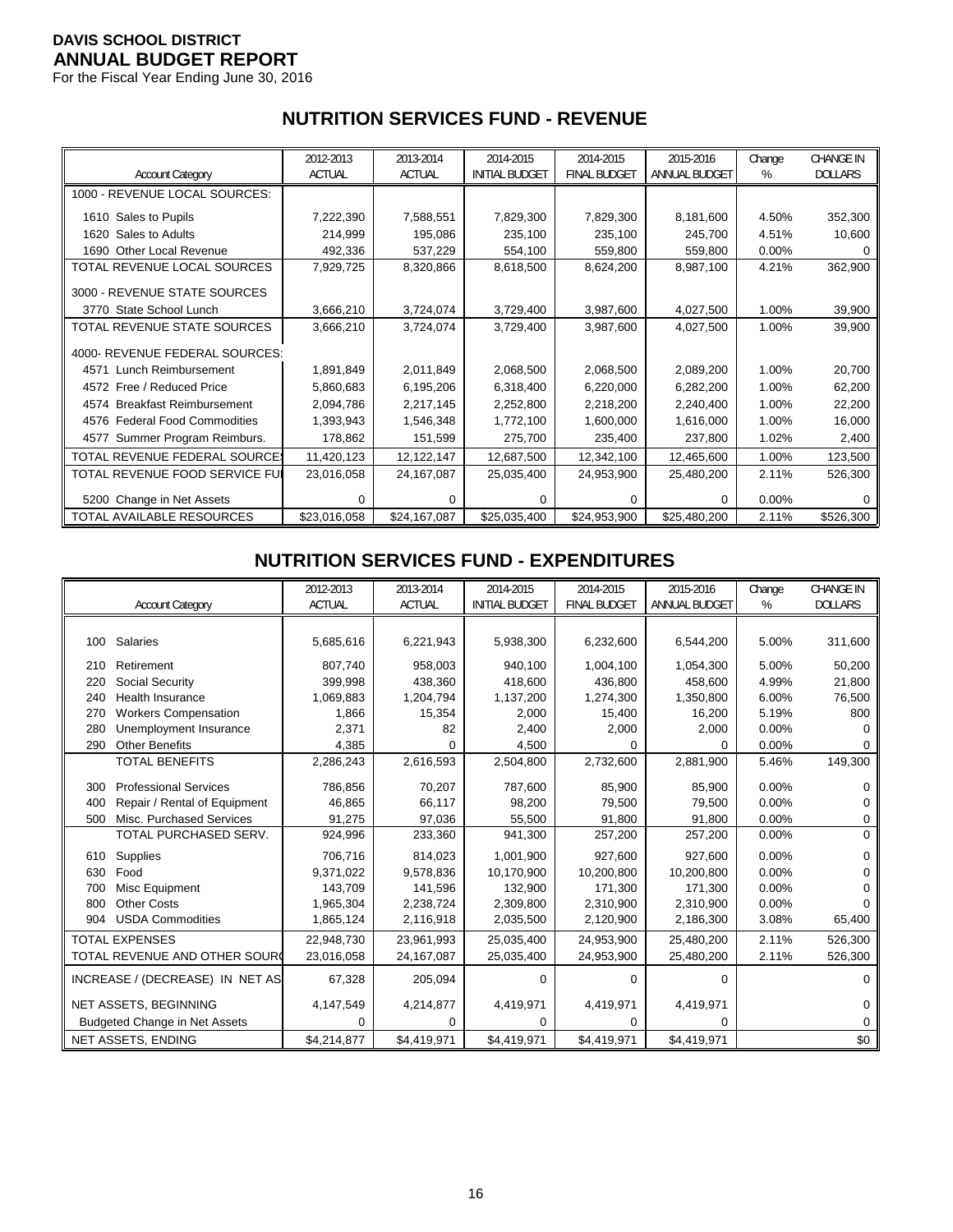**DAVIS SCHOOL DISTRICT**
**ANNUAL BUDGET REPORT**
For the Fiscal Year Ending June 30, 2016

## NUTRITION SERVICES FUND - REVENUE

| Account Category | 2012-2013 ACTUAL | 2013-2014 ACTUAL | 2014-2015 INITIAL BUDGET | 2014-2015 FINAL BUDGET | 2015-2016 ANNUAL BUDGET | Change % | CHANGE IN DOLLARS |
|---|---|---|---|---|---|---|---|
| 1000 - REVENUE LOCAL SOURCES: | | | | | | | |
| 1610 Sales to Pupils | 7,222,390 | 7,588,551 | 7,829,300 | 7,829,300 | 8,181,600 | 4.50% | 352,300 |
| 1620 Sales to Adults | 214,999 | 195,086 | 235,100 | 235,100 | 245,700 | 4.51% | 10,600 |
| 1690 Other Local Revenue | 492,336 | 537,229 | 554,100 | 559,800 | 559,800 | 0.00% | 0 |
| TOTAL REVENUE LOCAL SOURCES | 7,929,725 | 8,320,866 | 8,618,500 | 8,624,200 | 8,987,100 | 4.21% | 362,900 |
| 3000 - REVENUE STATE SOURCES | | | | | | | |
| 3770 State School Lunch | 3,666,210 | 3,724,074 | 3,729,400 | 3,987,600 | 4,027,500 | 1.00% | 39,900 |
| TOTAL REVENUE STATE SOURCES | 3,666,210 | 3,724,074 | 3,729,400 | 3,987,600 | 4,027,500 | 1.00% | 39,900 |
| 4000- REVENUE FEDERAL SOURCES: | | | | | | | |
| 4571 Lunch Reimbursement | 1,891,849 | 2,011,849 | 2,068,500 | 2,068,500 | 2,089,200 | 1.00% | 20,700 |
| 4572 Free / Reduced Price | 5,860,683 | 6,195,206 | 6,318,400 | 6,220,000 | 6,282,200 | 1.00% | 62,200 |
| 4574 Breakfast Reimbursement | 2,094,786 | 2,217,145 | 2,252,800 | 2,218,200 | 2,240,400 | 1.00% | 22,200 |
| 4576 Federal Food Commodities | 1,393,943 | 1,546,348 | 1,772,100 | 1,600,000 | 1,616,000 | 1.00% | 16,000 |
| 4577 Summer Program Reimburs. | 178,862 | 151,599 | 275,700 | 235,400 | 237,800 | 1.02% | 2,400 |
| TOTAL REVENUE FEDERAL SOURCES | 11,420,123 | 12,122,147 | 12,687,500 | 12,342,100 | 12,465,600 | 1.00% | 123,500 |
| TOTAL REVENUE FOOD SERVICE FU | 23,016,058 | 24,167,087 | 25,035,400 | 24,953,900 | 25,480,200 | 2.11% | 526,300 |
| 5200 Change in Net Assets | 0 | 0 | 0 | 0 | 0 | 0.00% | 0 |
| TOTAL AVAILABLE RESOURCES | $23,016,058 | $24,167,087 | $25,035,400 | $24,953,900 | $25,480,200 | 2.11% | $526,300 |

## NUTRITION SERVICES FUND - EXPENDITURES

| Account Category | 2012-2013 ACTUAL | 2013-2014 ACTUAL | 2014-2015 INITIAL BUDGET | 2014-2015 FINAL BUDGET | 2015-2016 ANNUAL BUDGET | Change % | CHANGE IN DOLLARS |
|---|---|---|---|---|---|---|---|
| 100 Salaries | 5,685,616 | 6,221,943 | 5,938,300 | 6,232,600 | 6,544,200 | 5.00% | 311,600 |
| 210 Retirement | 807,740 | 958,003 | 940,100 | 1,004,100 | 1,054,300 | 5.00% | 50,200 |
| 220 Social Security | 399,998 | 438,360 | 418,600 | 436,800 | 458,600 | 4.99% | 21,800 |
| 240 Health Insurance | 1,069,883 | 1,204,794 | 1,137,200 | 1,274,300 | 1,350,800 | 6.00% | 76,500 |
| 270 Workers Compensation | 1,866 | 15,354 | 2,000 | 15,400 | 16,200 | 5.19% | 800 |
| 280 Unemployment Insurance | 2,371 | 82 | 2,400 | 2,000 | 2,000 | 0.00% | 0 |
| 290 Other Benefits | 4,385 | 0 | 4,500 | 0 | 0 | 0.00% | 0 |
| TOTAL BENEFITS | 2,286,243 | 2,616,593 | 2,504,800 | 2,732,600 | 2,881,900 | 5.46% | 149,300 |
| 300 Professional Services | 786,856 | 70,207 | 787,600 | 85,900 | 85,900 | 0.00% | 0 |
| 400 Repair / Rental of Equipment | 46,865 | 66,117 | 98,200 | 79,500 | 79,500 | 0.00% | 0 |
| 500 Misc. Purchased Services | 91,275 | 97,036 | 55,500 | 91,800 | 91,800 | 0.00% | 0 |
| TOTAL PURCHASED SERV. | 924,996 | 233,360 | 941,300 | 257,200 | 257,200 | 0.00% | 0 |
| 610 Supplies | 706,716 | 814,023 | 1,001,900 | 927,600 | 927,600 | 0.00% | 0 |
| 630 Food | 9,371,022 | 9,578,836 | 10,170,900 | 10,200,800 | 10,200,800 | 0.00% | 0 |
| 700 Misc Equipment | 143,709 | 141,596 | 132,900 | 171,300 | 171,300 | 0.00% | 0 |
| 800 Other Costs | 1,965,304 | 2,238,724 | 2,309,800 | 2,310,900 | 2,310,900 | 0.00% | 0 |
| 904 USDA Commodities | 1,865,124 | 2,116,918 | 2,035,500 | 2,120,900 | 2,186,300 | 3.08% | 65,400 |
| TOTAL EXPENSES | 22,948,730 | 23,961,993 | 25,035,400 | 24,953,900 | 25,480,200 | 2.11% | 526,300 |
| TOTAL REVENUE AND OTHER SOURC | 23,016,058 | 24,167,087 | 25,035,400 | 24,953,900 | 25,480,200 | 2.11% | 526,300 |
| INCREASE / (DECREASE) IN NET AS | 67,328 | 205,094 | 0 | 0 | 0 | | 0 |
| NET ASSETS, BEGINNING | 4,147,549 | 4,214,877 | 4,419,971 | 4,419,971 | 4,419,971 | | 0 |
| Budgeted Change in Net Assets | 0 | 0 | 0 | 0 | 0 | | 0 |
| NET ASSETS, ENDING | $4,214,877 | $4,419,971 | $4,419,971 | $4,419,971 | $4,419,971 | | $0 |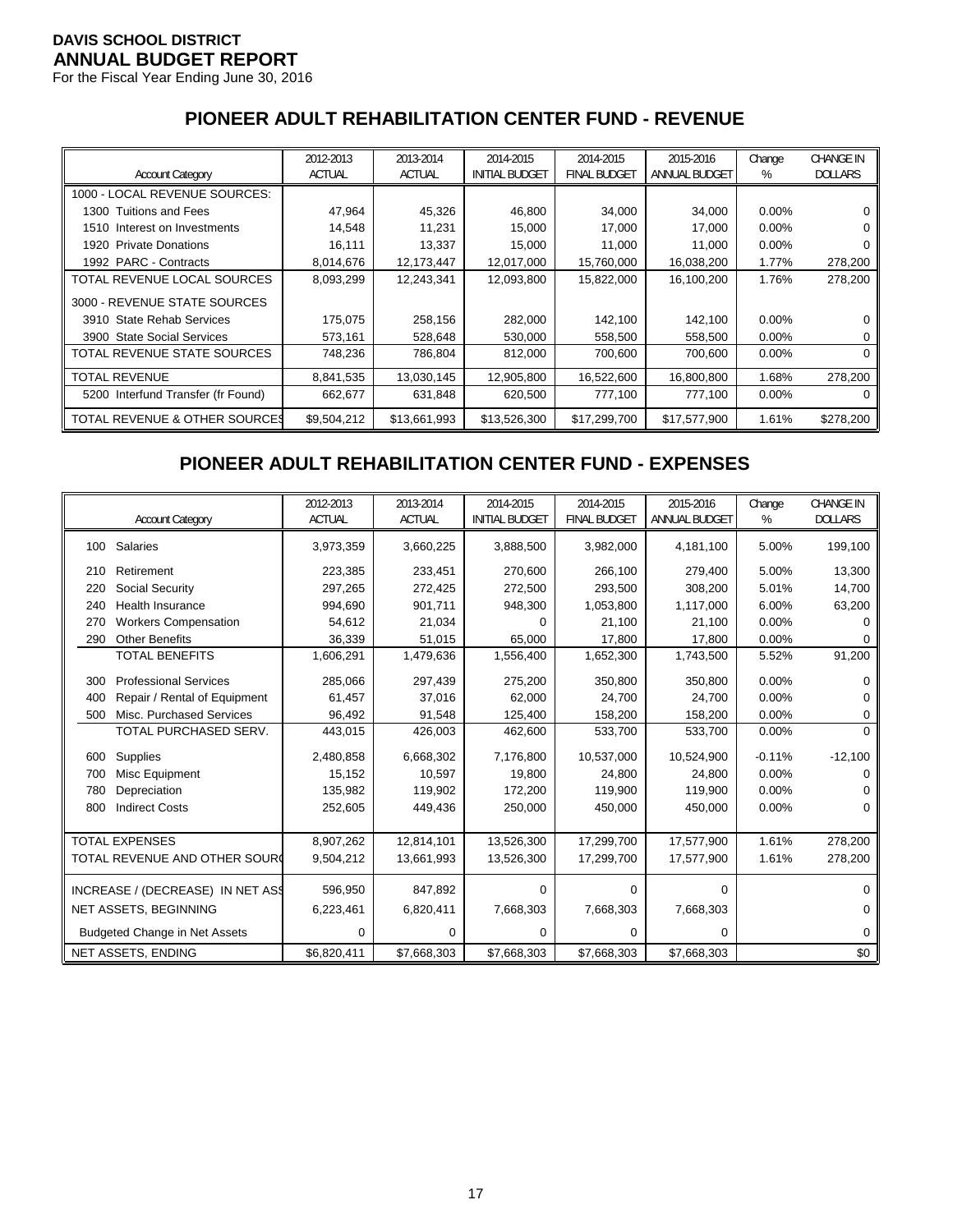**DAVIS SCHOOL DISTRICT**
**ANNUAL BUDGET REPORT**
For the Fiscal Year Ending June 30, 2016

## PIONEER ADULT REHABILITATION CENTER FUND - REVENUE

| Account Category | 2012-2013 ACTUAL | 2013-2014 ACTUAL | 2014-2015 INITIAL BUDGET | 2014-2015 FINAL BUDGET | 2015-2016 ANNUAL BUDGET | Change % | CHANGE IN DOLLARS |
|---|---|---|---|---|---|---|---|
| 1000 - LOCAL REVENUE SOURCES: | | | | | | | |
| 1300 Tuitions and Fees | 47,964 | 45,326 | 46,800 | 34,000 | 34,000 | 0.00% | 0 |
| 1510 Interest on Investments | 14,548 | 11,231 | 15,000 | 17,000 | 17,000 | 0.00% | 0 |
| 1920 Private Donations | 16,111 | 13,337 | 15,000 | 11,000 | 11,000 | 0.00% | 0 |
| 1992 PARC - Contracts | 8,014,676 | 12,173,447 | 12,017,000 | 15,760,000 | 16,038,200 | 1.77% | 278,200 |
| TOTAL REVENUE LOCAL SOURCES | 8,093,299 | 12,243,341 | 12,093,800 | 15,822,000 | 16,100,200 | 1.76% | 278,200 |
| 3000 - REVENUE STATE SOURCES | | | | | | | |
| 3910 State Rehab Services | 175,075 | 258,156 | 282,000 | 142,100 | 142,100 | 0.00% | 0 |
| 3900 State Social Services | 573,161 | 528,648 | 530,000 | 558,500 | 558,500 | 0.00% | 0 |
| TOTAL REVENUE STATE SOURCES | 748,236 | 786,804 | 812,000 | 700,600 | 700,600 | 0.00% | 0 |
| TOTAL REVENUE | 8,841,535 | 13,030,145 | 12,905,800 | 16,522,600 | 16,800,800 | 1.68% | 278,200 |
| 5200 Interfund Transfer (fr Found) | 662,677 | 631,848 | 620,500 | 777,100 | 777,100 | 0.00% | 0 |
| TOTAL REVENUE & OTHER SOURCES | $9,504,212 | $13,661,993 | $13,526,300 | $17,299,700 | $17,577,900 | 1.61% | $278,200 |

## PIONEER ADULT REHABILITATION CENTER FUND - EXPENSES

| Account Category | 2012-2013 ACTUAL | 2013-2014 ACTUAL | 2014-2015 INITIAL BUDGET | 2014-2015 FINAL BUDGET | 2015-2016 ANNUAL BUDGET | Change % | CHANGE IN DOLLARS |
|---|---|---|---|---|---|---|---|
| 100 Salaries | 3,973,359 | 3,660,225 | 3,888,500 | 3,982,000 | 4,181,100 | 5.00% | 199,100 |
| 210 Retirement | 223,385 | 233,451 | 270,600 | 266,100 | 279,400 | 5.00% | 13,300 |
| 220 Social Security | 297,265 | 272,425 | 272,500 | 293,500 | 308,200 | 5.01% | 14,700 |
| 240 Health Insurance | 994,690 | 901,711 | 948,300 | 1,053,800 | 1,117,000 | 6.00% | 63,200 |
| 270 Workers Compensation | 54,612 | 21,034 | 0 | 21,100 | 21,100 | 0.00% | 0 |
| 290 Other Benefits | 36,339 | 51,015 | 65,000 | 17,800 | 17,800 | 0.00% | 0 |
| TOTAL BENEFITS | 1,606,291 | 1,479,636 | 1,556,400 | 1,652,300 | 1,743,500 | 5.52% | 91,200 |
| 300 Professional Services | 285,066 | 297,439 | 275,200 | 350,800 | 350,800 | 0.00% | 0 |
| 400 Repair / Rental of Equipment | 61,457 | 37,016 | 62,000 | 24,700 | 24,700 | 0.00% | 0 |
| 500 Misc. Purchased Services | 96,492 | 91,548 | 125,400 | 158,200 | 158,200 | 0.00% | 0 |
| TOTAL PURCHASED SERV. | 443,015 | 426,003 | 462,600 | 533,700 | 533,700 | 0.00% | 0 |
| 600 Supplies | 2,480,858 | 6,668,302 | 7,176,800 | 10,537,000 | 10,524,900 | -0.11% | -12,100 |
| 700 Misc Equipment | 15,152 | 10,597 | 19,800 | 24,800 | 24,800 | 0.00% | 0 |
| 780 Depreciation | 135,982 | 119,902 | 172,200 | 119,900 | 119,900 | 0.00% | 0 |
| 800 Indirect Costs | 252,605 | 449,436 | 250,000 | 450,000 | 450,000 | 0.00% | 0 |
| TOTAL EXPENSES | 8,907,262 | 12,814,101 | 13,526,300 | 17,299,700 | 17,577,900 | 1.61% | 278,200 |
| TOTAL REVENUE AND OTHER SOURCES | 9,504,212 | 13,661,993 | 13,526,300 | 17,299,700 | 17,577,900 | 1.61% | 278,200 |
| INCREASE / (DECREASE) IN NET ASSETS | 596,950 | 847,892 | 0 | 0 | 0 | | 0 |
| NET ASSETS, BEGINNING | 6,223,461 | 6,820,411 | 7,668,303 | 7,668,303 | 7,668,303 | | 0 |
| Budgeted Change in Net Assets | 0 | 0 | 0 | 0 | 0 | | 0 |
| NET ASSETS, ENDING | $6,820,411 | $7,668,303 | $7,668,303 | $7,668,303 | $7,668,303 | | $0 |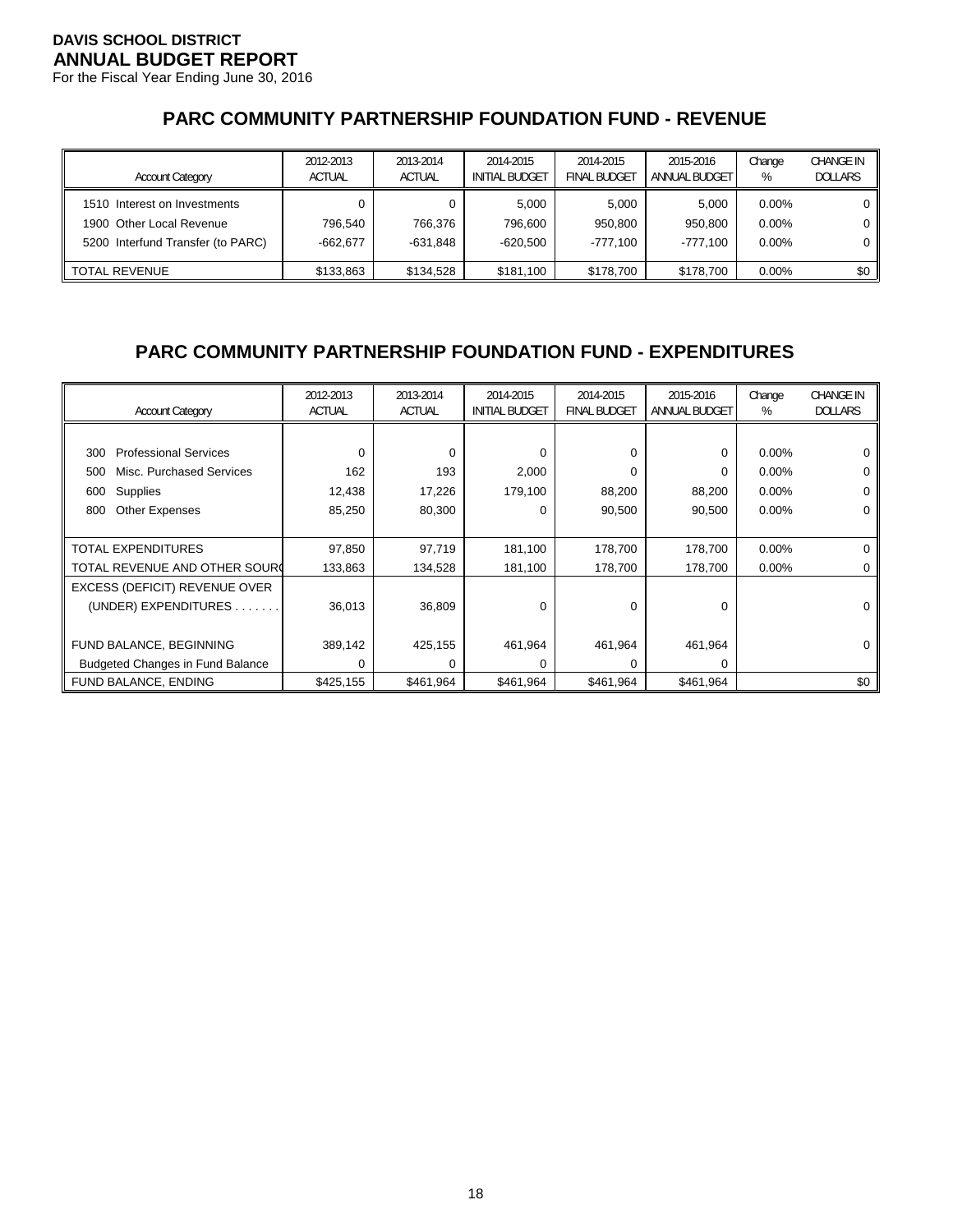**DAVIS SCHOOL DISTRICT**
**ANNUAL BUDGET REPORT**
For the Fiscal Year Ending June 30, 2016

## PARC COMMUNITY PARTNERSHIP FOUNDATION FUND - REVENUE

| Account Category | 2012-2013 ACTUAL | 2013-2014 ACTUAL | 2014-2015 INITIAL BUDGET | 2014-2015 FINAL BUDGET | 2015-2016 ANNUAL BUDGET | Change % | CHANGE IN DOLLARS |
|---|---|---|---|---|---|---|---|
| 1510 Interest on Investments | 0 | 0 | 5,000 | 5,000 | 5,000 | 0.00% | 0 |
| 1900 Other Local Revenue | 796,540 | 766,376 | 796,600 | 950,800 | 950,800 | 0.00% | 0 |
| 5200 Interfund Transfer (to PARC) | -662,677 | -631,848 | -620,500 | -777,100 | -777,100 | 0.00% | 0 |
| TOTAL REVENUE | $133,863 | $134,528 | $181,100 | $178,700 | $178,700 | 0.00% | $0 |

## PARC COMMUNITY PARTNERSHIP FOUNDATION FUND - EXPENDITURES

| Account Category | 2012-2013 ACTUAL | 2013-2014 ACTUAL | 2014-2015 INITIAL BUDGET | 2014-2015 FINAL BUDGET | 2015-2016 ANNUAL BUDGET | Change % | CHANGE IN DOLLARS |
|---|---|---|---|---|---|---|---|
| 300 Professional Services | 0 | 0 | 0 | 0 | 0 | 0.00% | 0 |
| 500 Misc. Purchased Services | 162 | 193 | 2,000 | 0 | 0 | 0.00% | 0 |
| 600 Supplies | 12,438 | 17,226 | 179,100 | 88,200 | 88,200 | 0.00% | 0 |
| 800 Other Expenses | 85,250 | 80,300 | 0 | 90,500 | 90,500 | 0.00% | 0 |
| TOTAL EXPENDITURES | 97,850 | 97,719 | 181,100 | 178,700 | 178,700 | 0.00% | 0 |
| TOTAL REVENUE AND OTHER SOURC | 133,863 | 134,528 | 181,100 | 178,700 | 178,700 | 0.00% | 0 |
| EXCESS (DEFICIT) REVENUE OVER (UNDER) EXPENDITURES . . . . . . . | 36,013 | 36,809 | 0 | 0 | 0 | | 0 |
| FUND BALANCE, BEGINNING | 389,142 | 425,155 | 461,964 | 461,964 | 461,964 | | 0 |
| Budgeted Changes in Fund Balance | 0 | 0 | 0 | 0 | 0 | | |
| FUND BALANCE, ENDING | $425,155 | $461,964 | $461,964 | $461,964 | $461,964 | | $0 |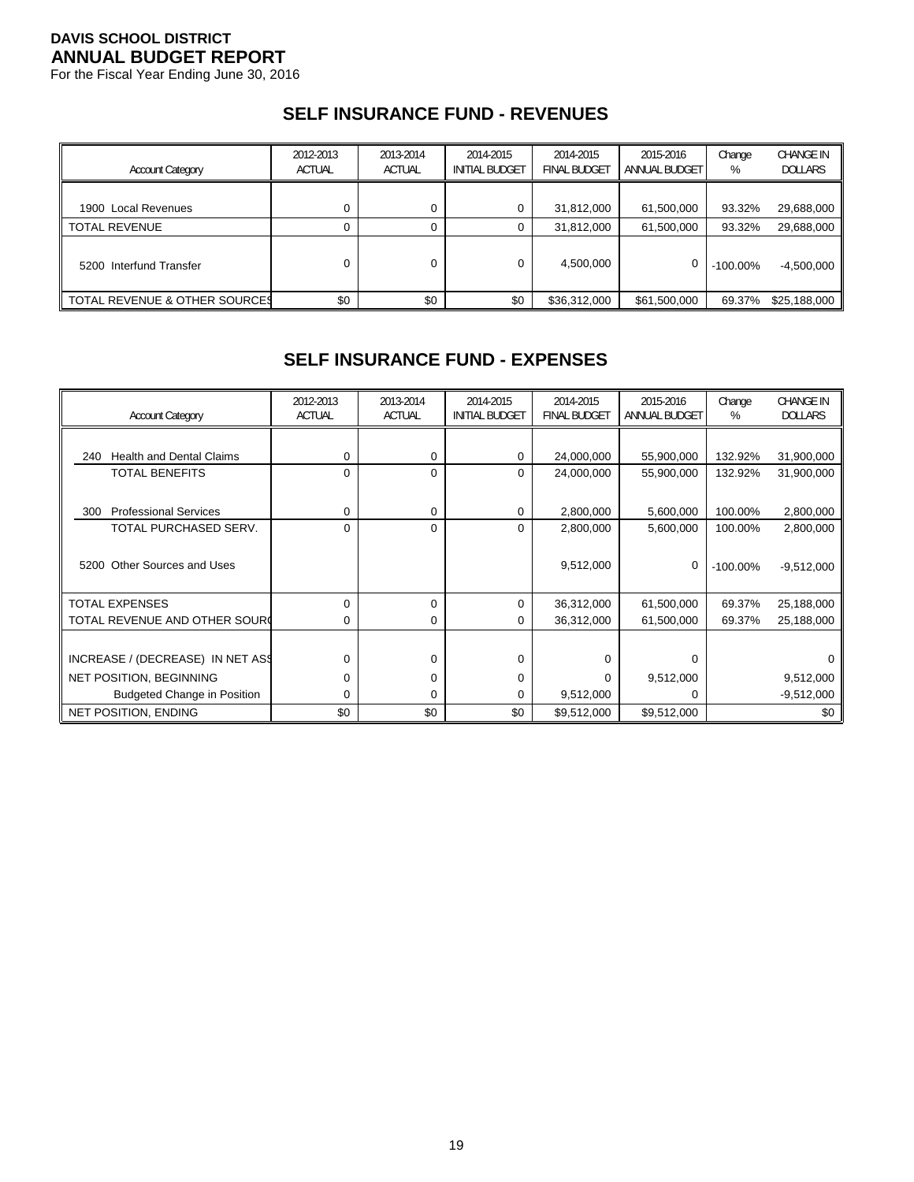**DAVIS SCHOOL DISTRICT**
**ANNUAL BUDGET REPORT**
For the Fiscal Year Ending June 30, 2016

## SELF INSURANCE FUND - REVENUES

| Account Category | 2012-2013 ACTUAL | 2013-2014 ACTUAL | 2014-2015 INITIAL BUDGET | 2014-2015 FINAL BUDGET | 2015-2016 ANNUAL BUDGET | Change % | CHANGE IN DOLLARS |
|---|---|---|---|---|---|---|---|
| 1900 Local Revenues | 0 | 0 | 0 | 31,812,000 | 61,500,000 | 93.32% | 29,688,000 |
| TOTAL REVENUE | 0 | 0 | 0 | 31,812,000 | 61,500,000 | 93.32% | 29,688,000 |
| 5200 Interfund Transfer | 0 | 0 | 0 | 4,500,000 | 0 | -100.00% | -4,500,000 |
| TOTAL REVENUE & OTHER SOURCES | $0 | $0 | $0 | $36,312,000 | $61,500,000 | 69.37% | $25,188,000 |

## SELF INSURANCE FUND - EXPENSES

| Account Category | 2012-2013 ACTUAL | 2013-2014 ACTUAL | 2014-2015 INITIAL BUDGET | 2014-2015 FINAL BUDGET | 2015-2016 ANNUAL BUDGET | Change % | CHANGE IN DOLLARS |
|---|---|---|---|---|---|---|---|
| 240 Health and Dental Claims | 0 | 0 | 0 | 24,000,000 | 55,900,000 | 132.92% | 31,900,000 |
| TOTAL BENEFITS | 0 | 0 | 0 | 24,000,000 | 55,900,000 | 132.92% | 31,900,000 |
| 300 Professional Services | 0 | 0 | 0 | 2,800,000 | 5,600,000 | 100.00% | 2,800,000 |
| TOTAL PURCHASED SERV. | 0 | 0 | 0 | 2,800,000 | 5,600,000 | 100.00% | 2,800,000 |
| 5200 Other Sources and Uses | | | | 9,512,000 | 0 | -100.00% | -9,512,000 |
| TOTAL EXPENSES | 0 | 0 | 0 | 36,312,000 | 61,500,000 | 69.37% | 25,188,000 |
| TOTAL REVENUE AND OTHER SOURCES | 0 | 0 | 0 | 36,312,000 | 61,500,000 | 69.37% | 25,188,000 |
| INCREASE / (DECREASE) IN NET ASSETS | 0 | 0 | 0 | 0 | 0 | | 0 |
| NET POSITION, BEGINNING | 0 | 0 | 0 | 0 | 9,512,000 | | 9,512,000 |
| Budgeted Change in Position | 0 | 0 | 0 | 9,512,000 | 0 | | -9,512,000 |
| NET POSITION, ENDING | $0 | $0 | $0 | $9,512,000 | $9,512,000 | | $0 |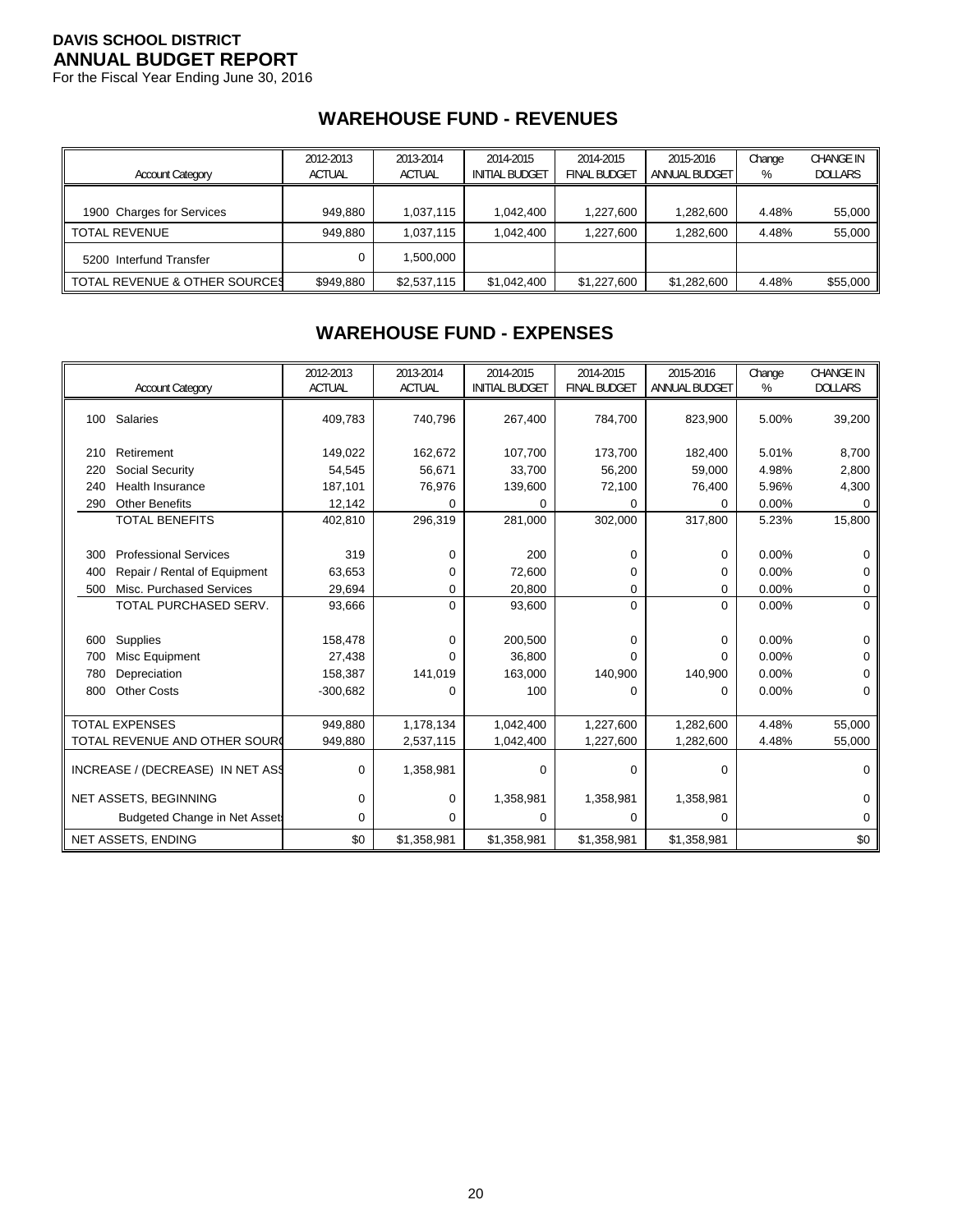**DAVIS SCHOOL DISTRICT**
**ANNUAL BUDGET REPORT**
For the Fiscal Year Ending June 30, 2016

## WAREHOUSE FUND - REVENUES

| Account Category | 2012-2013 ACTUAL | 2013-2014 ACTUAL | 2014-2015 INITIAL BUDGET | 2014-2015 FINAL BUDGET | 2015-2016 ANNUAL BUDGET | Change % | CHANGE IN DOLLARS |
|---|---|---|---|---|---|---|---|
| 1900 Charges for Services | 949,880 | 1,037,115 | 1,042,400 | 1,227,600 | 1,282,600 | 4.48% | 55,000 |
| TOTAL REVENUE | 949,880 | 1,037,115 | 1,042,400 | 1,227,600 | 1,282,600 | 4.48% | 55,000 |
| 5200 Interfund Transfer | 0 | 1,500,000 | | | | | |
| TOTAL REVENUE & OTHER SOURCES | $949,880 | $2,537,115 | $1,042,400 | $1,227,600 | $1,282,600 | 4.48% | $55,000 |

## WAREHOUSE FUND - EXPENSES

| Account Category | 2012-2013 ACTUAL | 2013-2014 ACTUAL | 2014-2015 INITIAL BUDGET | 2014-2015 FINAL BUDGET | 2015-2016 ANNUAL BUDGET | Change % | CHANGE IN DOLLARS |
|---|---|---|---|---|---|---|---|
| 100 Salaries | 409,783 | 740,796 | 267,400 | 784,700 | 823,900 | 5.00% | 39,200 |
| 210 Retirement | 149,022 | 162,672 | 107,700 | 173,700 | 182,400 | 5.01% | 8,700 |
| 220 Social Security | 54,545 | 56,671 | 33,700 | 56,200 | 59,000 | 4.98% | 2,800 |
| 240 Health Insurance | 187,101 | 76,976 | 139,600 | 72,100 | 76,400 | 5.96% | 4,300 |
| 290 Other Benefits | 12,142 | 0 | 0 | 0 | 0 | 0.00% | 0 |
| TOTAL BENEFITS | 402,810 | 296,319 | 281,000 | 302,000 | 317,800 | 5.23% | 15,800 |
| 300 Professional Services | 319 | 0 | 200 | 0 | 0 | 0.00% | 0 |
| 400 Repair / Rental of Equipment | 63,653 | 0 | 72,600 | 0 | 0 | 0.00% | 0 |
| 500 Misc. Purchased Services | 29,694 | 0 | 20,800 | 0 | 0 | 0.00% | 0 |
| TOTAL PURCHASED SERV. | 93,666 | 0 | 93,600 | 0 | 0 | 0.00% | 0 |
| 600 Supplies | 158,478 | 0 | 200,500 | 0 | 0 | 0.00% | 0 |
| 700 Misc Equipment | 27,438 | 0 | 36,800 | 0 | 0 | 0.00% | 0 |
| 780 Depreciation | 158,387 | 141,019 | 163,000 | 140,900 | 140,900 | 0.00% | 0 |
| 800 Other Costs | -300,682 | 0 | 100 | 0 | 0 | 0.00% | 0 |
| TOTAL EXPENSES | 949,880 | 1,178,134 | 1,042,400 | 1,227,600 | 1,282,600 | 4.48% | 55,000 |
| TOTAL REVENUE AND OTHER SOURC | 949,880 | 2,537,115 | 1,042,400 | 1,227,600 | 1,282,600 | 4.48% | 55,000 |
| INCREASE / (DECREASE) IN NET ASS | 0 | 1,358,981 | 0 | 0 | 0 | | 0 |
| NET ASSETS, BEGINNING | 0 | 0 | 1,358,981 | 1,358,981 | 1,358,981 | | 0 |
| Budgeted Change in Net Assets | 0 | 0 | 0 | 0 | 0 | | 0 |
| NET ASSETS, ENDING | $0 | $1,358,981 | $1,358,981 | $1,358,981 | $1,358,981 | | $0 |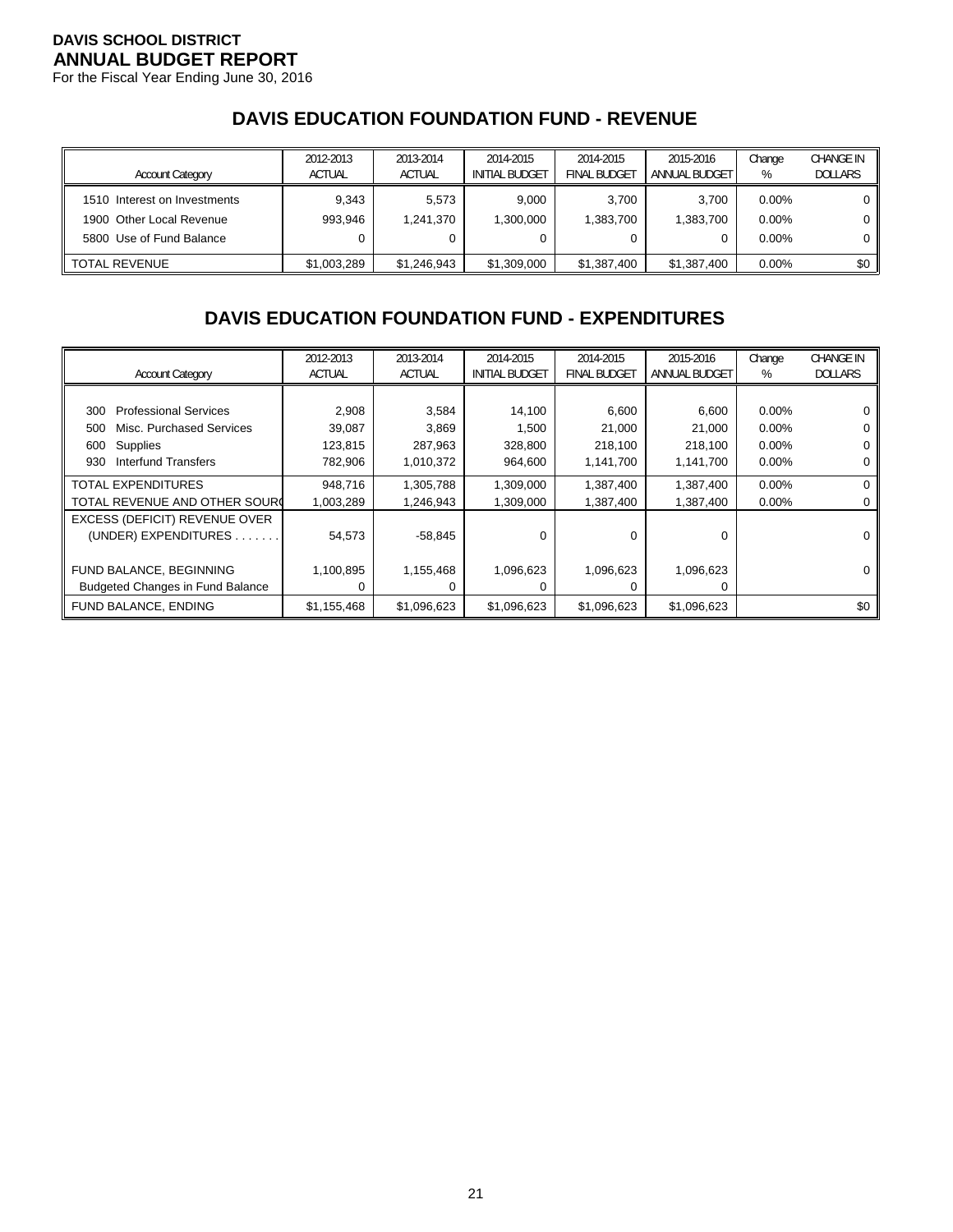**DAVIS SCHOOL DISTRICT**
**ANNUAL BUDGET REPORT**
For the Fiscal Year Ending June 30, 2016

## DAVIS EDUCATION FOUNDATION FUND - REVENUE

| Account Category | 2012-2013 ACTUAL | 2013-2014 ACTUAL | 2014-2015 INITIAL BUDGET | 2014-2015 FINAL BUDGET | 2015-2016 ANNUAL BUDGET | Change % | CHANGE IN DOLLARS |
|---|---|---|---|---|---|---|---|
| 1510 Interest on Investments | 9,343 | 5,573 | 9,000 | 3,700 | 3,700 | 0.00% | 0 |
| 1900 Other Local Revenue | 993,946 | 1,241,370 | 1,300,000 | 1,383,700 | 1,383,700 | 0.00% | 0 |
| 5800 Use of Fund Balance | 0 | 0 | 0 | 0 | 0 | 0.00% | 0 |
| TOTAL REVENUE | $1,003,289 | $1,246,943 | $1,309,000 | $1,387,400 | $1,387,400 | 0.00% | $0 |

## DAVIS EDUCATION FOUNDATION FUND - EXPENDITURES

| Account Category | 2012-2013 ACTUAL | 2013-2014 ACTUAL | 2014-2015 INITIAL BUDGET | 2014-2015 FINAL BUDGET | 2015-2016 ANNUAL BUDGET | Change % | CHANGE IN DOLLARS |
|---|---|---|---|---|---|---|---|
| 300 Professional Services | 2,908 | 3,584 | 14,100 | 6,600 | 6,600 | 0.00% | 0 |
| 500 Misc. Purchased Services | 39,087 | 3,869 | 1,500 | 21,000 | 21,000 | 0.00% | 0 |
| 600 Supplies | 123,815 | 287,963 | 328,800 | 218,100 | 218,100 | 0.00% | 0 |
| 930 Interfund Transfers | 782,906 | 1,010,372 | 964,600 | 1,141,700 | 1,141,700 | 0.00% | 0 |
| TOTAL EXPENDITURES | 948,716 | 1,305,788 | 1,309,000 | 1,387,400 | 1,387,400 | 0.00% | 0 |
| TOTAL REVENUE AND OTHER SOURC | 1,003,289 | 1,246,943 | 1,309,000 | 1,387,400 | 1,387,400 | 0.00% | 0 |
| EXCESS (DEFICIT) REVENUE OVER (UNDER) EXPENDITURES . . . . . . . | 54,573 | -58,845 | 0 | 0 | 0 | | 0 |
| FUND BALANCE, BEGINNING | 1,100,895 | 1,155,468 | 1,096,623 | 1,096,623 | 1,096,623 | | 0 |
| Budgeted Changes in Fund Balance | 0 | 0 | 0 | 0 | 0 | | |
| FUND BALANCE, ENDING | $1,155,468 | $1,096,623 | $1,096,623 | $1,096,623 | $1,096,623 | | $0 |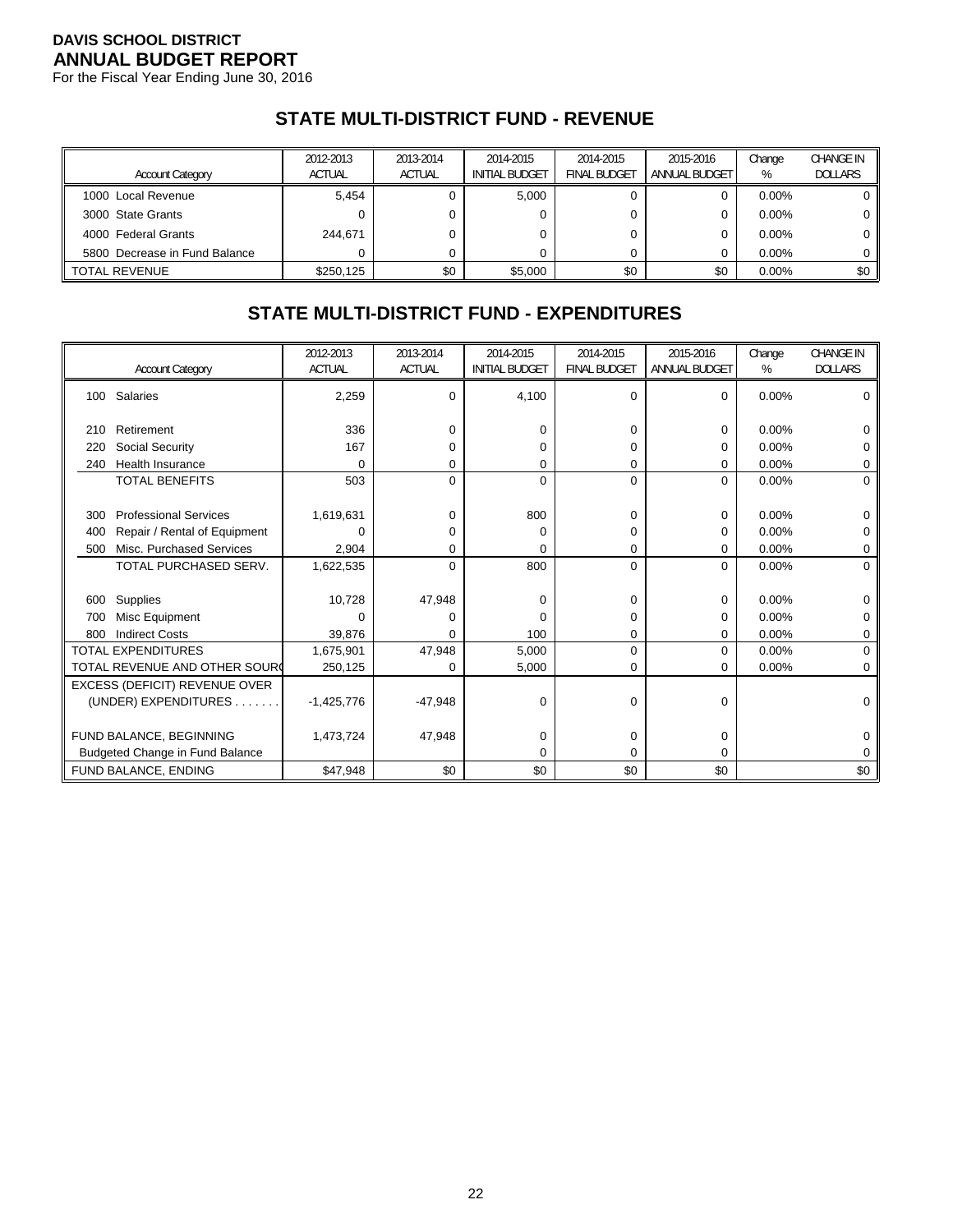**DAVIS SCHOOL DISTRICT**
**ANNUAL BUDGET REPORT**
For the Fiscal Year Ending June 30, 2016

## STATE MULTI-DISTRICT FUND - REVENUE

| Account Category | 2012-2013 ACTUAL | 2013-2014 ACTUAL | 2014-2015 INITIAL BUDGET | 2014-2015 FINAL BUDGET | 2015-2016 ANNUAL BUDGET | Change % | CHANGE IN DOLLARS |
|---|---|---|---|---|---|---|---|
| 1000 Local Revenue | 5,454 | 0 | 5,000 | 0 | 0 | 0.00% | 0 |
| 3000 State Grants | 0 | 0 | 0 | 0 | 0 | 0.00% | 0 |
| 4000 Federal Grants | 244,671 | 0 | 0 | 0 | 0 | 0.00% | 0 |
| 5800 Decrease in Fund Balance | 0 | 0 | 0 | 0 | 0 | 0.00% | 0 |
| TOTAL REVENUE | $250,125 | $0 | $5,000 | $0 | $0 | 0.00% | $0 |

## STATE MULTI-DISTRICT FUND - EXPENDITURES

| Account Category | 2012-2013 ACTUAL | 2013-2014 ACTUAL | 2014-2015 INITIAL BUDGET | 2014-2015 FINAL BUDGET | 2015-2016 ANNUAL BUDGET | Change % | CHANGE IN DOLLARS |
|---|---|---|---|---|---|---|---|
| 100 Salaries | 2,259 | 0 | 4,100 | 0 | 0 | 0.00% | 0 |
| 210 Retirement | 336 | 0 | 0 | 0 | 0 | 0.00% | 0 |
| 220 Social Security | 167 | 0 | 0 | 0 | 0 | 0.00% | 0 |
| 240 Health Insurance | 0 | 0 | 0 | 0 | 0 | 0.00% | 0 |
| TOTAL BENEFITS | 503 | 0 | 0 | 0 | 0 | 0.00% | 0 |
| 300 Professional Services | 1,619,631 | 0 | 800 | 0 | 0 | 0.00% | 0 |
| 400 Repair / Rental of Equipment | 0 | 0 | 0 | 0 | 0 | 0.00% | 0 |
| 500 Misc. Purchased Services | 2,904 | 0 | 0 | 0 | 0 | 0.00% | 0 |
| TOTAL PURCHASED SERV. | 1,622,535 | 0 | 800 | 0 | 0 | 0.00% | 0 |
| 600 Supplies | 10,728 | 47,948 | 0 | 0 | 0 | 0.00% | 0 |
| 700 Misc Equipment | 0 | 0 | 0 | 0 | 0 | 0.00% | 0 |
| 800 Indirect Costs | 39,876 | 0 | 100 | 0 | 0 | 0.00% | 0 |
| TOTAL EXPENDITURES | 1,675,901 | 47,948 | 5,000 | 0 | 0 | 0.00% | 0 |
| TOTAL REVENUE AND OTHER SOURCES | 250,125 | 0 | 5,000 | 0 | 0 | 0.00% | 0 |
| EXCESS (DEFICIT) REVENUE OVER (UNDER) EXPENDITURES . . . . . . . | -1,425,776 | -47,948 | 0 | 0 | 0 | | 0 |
| FUND BALANCE, BEGINNING | 1,473,724 | 47,948 | 0 | 0 | 0 | | 0 |
| Budgeted Change in Fund Balance | | | 0 | 0 | 0 | | 0 |
| FUND BALANCE, ENDING | $47,948 | $0 | $0 | $0 | $0 | | $0 |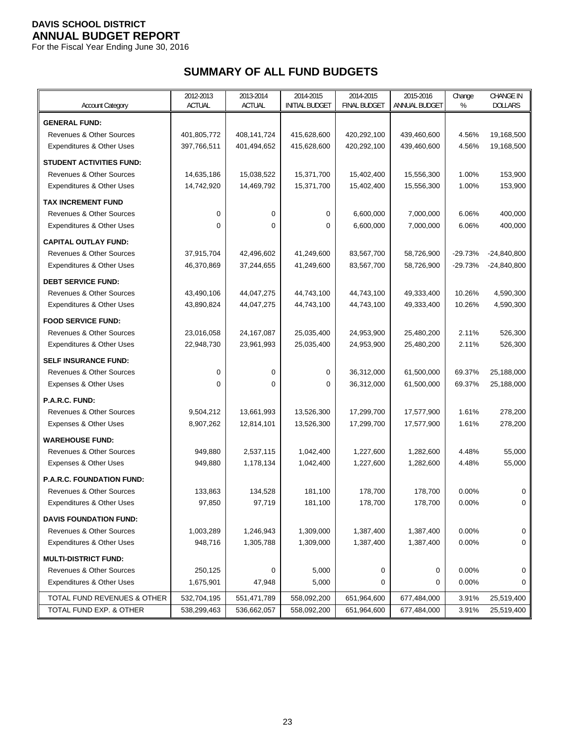**DAVIS SCHOOL DISTRICT**
**ANNUAL BUDGET REPORT**
For the Fiscal Year Ending June 30, 2016

## SUMMARY OF ALL FUND BUDGETS

| Account Category | 2012-2013 ACTUAL | 2013-2014 ACTUAL | 2014-2015 INITIAL BUDGET | 2014-2015 FINAL BUDGET | 2015-2016 ANNUAL BUDGET | Change % | CHANGE IN DOLLARS |
|---|---|---|---|---|---|---|---|
| **GENERAL FUND:** | | | | | | | |
| Revenues & Other Sources | 401,805,772 | 408,141,724 | 415,628,600 | 420,292,100 | 439,460,600 | 4.56% | 19,168,500 |
| Expenditures & Other Uses | 397,766,511 | 401,494,652 | 415,628,600 | 420,292,100 | 439,460,600 | 4.56% | 19,168,500 |
| **STUDENT ACTIVITIES FUND:** | | | | | | | |
| Revenues & Other Sources | 14,635,186 | 15,038,522 | 15,371,700 | 15,402,400 | 15,556,300 | 1.00% | 153,900 |
| Expenditures & Other Uses | 14,742,920 | 14,469,792 | 15,371,700 | 15,402,400 | 15,556,300 | 1.00% | 153,900 |
| **TAX INCREMENT FUND** | | | | | | | |
| Revenues & Other Sources | 0 | 0 | 0 | 6,600,000 | 7,000,000 | 6.06% | 400,000 |
| Expenditures & Other Uses | 0 | 0 | 0 | 6,600,000 | 7,000,000 | 6.06% | 400,000 |
| **CAPITAL OUTLAY FUND:** | | | | | | | |
| Revenues & Other Sources | 37,915,704 | 42,496,602 | 41,249,600 | 83,567,700 | 58,726,900 | -29.73% | -24,840,800 |
| Expenditures & Other Uses | 46,370,869 | 37,244,655 | 41,249,600 | 83,567,700 | 58,726,900 | -29.73% | -24,840,800 |
| **DEBT SERVICE FUND:** | | | | | | | |
| Revenues & Other Sources | 43,490,106 | 44,047,275 | 44,743,100 | 44,743,100 | 49,333,400 | 10.26% | 4,590,300 |
| Expenditures & Other Uses | 43,890,824 | 44,047,275 | 44,743,100 | 44,743,100 | 49,333,400 | 10.26% | 4,590,300 |
| **FOOD SERVICE FUND:** | | | | | | | |
| Revenues & Other Sources | 23,016,058 | 24,167,087 | 25,035,400 | 24,953,900 | 25,480,200 | 2.11% | 526,300 |
| Expenditures & Other Uses | 22,948,730 | 23,961,993 | 25,035,400 | 24,953,900 | 25,480,200 | 2.11% | 526,300 |
| **SELF INSURANCE FUND:** | | | | | | | |
| Revenues & Other Sources | 0 | 0 | 0 | 36,312,000 | 61,500,000 | 69.37% | 25,188,000 |
| Expenses & Other Uses | 0 | 0 | 0 | 36,312,000 | 61,500,000 | 69.37% | 25,188,000 |
| **P.A.R.C. FUND:** | | | | | | | |
| Revenues & Other Sources | 9,504,212 | 13,661,993 | 13,526,300 | 17,299,700 | 17,577,900 | 1.61% | 278,200 |
| Expenses & Other Uses | 8,907,262 | 12,814,101 | 13,526,300 | 17,299,700 | 17,577,900 | 1.61% | 278,200 |
| **WAREHOUSE FUND:** | | | | | | | |
| Revenues & Other Sources | 949,880 | 2,537,115 | 1,042,400 | 1,227,600 | 1,282,600 | 4.48% | 55,000 |
| Expenses & Other Uses | 949,880 | 1,178,134 | 1,042,400 | 1,227,600 | 1,282,600 | 4.48% | 55,000 |
| **P.A.R.C. FOUNDATION FUND:** | | | | | | | |
| Revenues & Other Sources | 133,863 | 134,528 | 181,100 | 178,700 | 178,700 | 0.00% | 0 |
| Expenditures & Other Uses | 97,850 | 97,719 | 181,100 | 178,700 | 178,700 | 0.00% | 0 |
| **DAVIS FOUNDATION FUND:** | | | | | | | |
| Revenues & Other Sources | 1,003,289 | 1,246,943 | 1,309,000 | 1,387,400 | 1,387,400 | 0.00% | 0 |
| Expenditures & Other Uses | 948,716 | 1,305,788 | 1,309,000 | 1,387,400 | 1,387,400 | 0.00% | 0 |
| **MULTI-DISTRICT FUND:** | | | | | | | |
| Revenues & Other Sources | 250,125 | 0 | 5,000 | 0 | 0 | 0.00% | 0 |
| Expenditures & Other Uses | 1,675,901 | 47,948 | 5,000 | 0 | 0 | 0.00% | 0 |
| TOTAL FUND REVENUES & OTHER | 532,704,195 | 551,471,789 | 558,092,200 | 651,964,600 | 677,484,000 | 3.91% | 25,519,400 |
| TOTAL FUND EXP. & OTHER | 538,299,463 | 536,662,057 | 558,092,200 | 651,964,600 | 677,484,000 | 3.91% | 25,519,400 |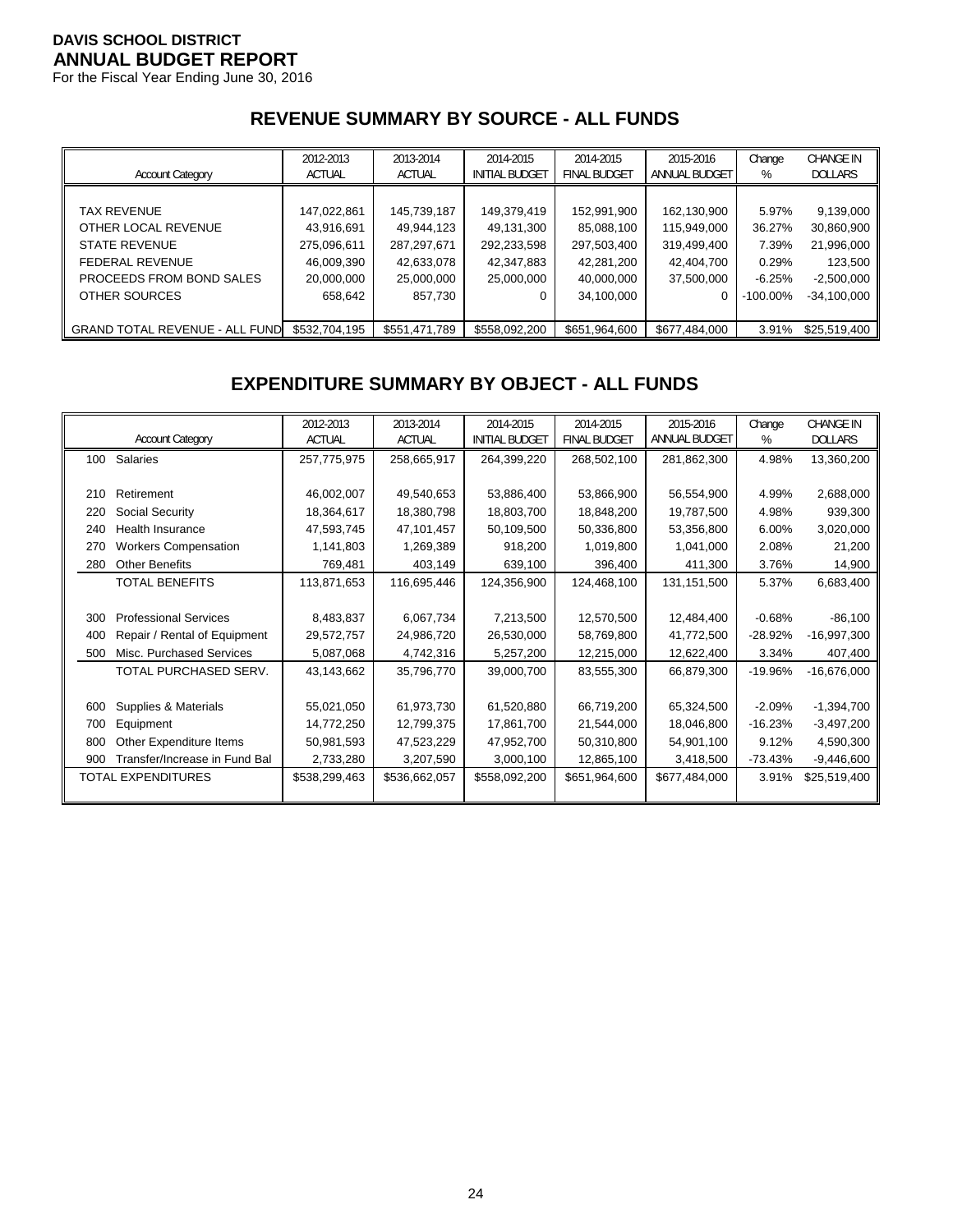**DAVIS SCHOOL DISTRICT**
**ANNUAL BUDGET REPORT**
For the Fiscal Year Ending June 30, 2016

## REVENUE SUMMARY BY SOURCE - ALL FUNDS

| Account Category | 2012-2013 ACTUAL | 2013-2014 ACTUAL | 2014-2015 INITIAL BUDGET | 2014-2015 FINAL BUDGET | 2015-2016 ANNUAL BUDGET | Change % | CHANGE IN DOLLARS |
|---|---|---|---|---|---|---|---|
| TAX REVENUE | 147,022,861 | 145,739,187 | 149,379,419 | 152,991,900 | 162,130,900 | 5.97% | 9,139,000 |
| OTHER LOCAL REVENUE | 43,916,691 | 49,944,123 | 49,131,300 | 85,088,100 | 115,949,000 | 36.27% | 30,860,900 |
| STATE REVENUE | 275,096,611 | 287,297,671 | 292,233,598 | 297,503,400 | 319,499,400 | 7.39% | 21,996,000 |
| FEDERAL REVENUE | 46,009,390 | 42,633,078 | 42,347,883 | 42,281,200 | 42,404,700 | 0.29% | 123,500 |
| PROCEEDS FROM BOND SALES | 20,000,000 | 25,000,000 | 25,000,000 | 40,000,000 | 37,500,000 | -6.25% | -2,500,000 |
| OTHER SOURCES | 658,642 | 857,730 | 0 | 34,100,000 | 0 | -100.00% | -34,100,000 |
| GRAND TOTAL REVENUE - ALL FUND | $532,704,195 | $551,471,789 | $558,092,200 | $651,964,600 | $677,484,000 | 3.91% | $25,519,400 |

## EXPENDITURE SUMMARY BY OBJECT - ALL FUNDS

| | Account Category | 2012-2013 ACTUAL | 2013-2014 ACTUAL | 2014-2015 INITIAL BUDGET | 2014-2015 FINAL BUDGET | 2015-2016 ANNUAL BUDGET | Change % | CHANGE IN DOLLARS |
|---|---|---|---|---|---|---|---|---|
| 100 | Salaries | 257,775,975 | 258,665,917 | 264,399,220 | 268,502,100 | 281,862,300 | 4.98% | 13,360,200 |
| 210 | Retirement | 46,002,007 | 49,540,653 | 53,886,400 | 53,866,900 | 56,554,900 | 4.99% | 2,688,000 |
| 220 | Social Security | 18,364,617 | 18,380,798 | 18,803,700 | 18,848,200 | 19,787,500 | 4.98% | 939,300 |
| 240 | Health Insurance | 47,593,745 | 47,101,457 | 50,109,500 | 50,336,800 | 53,356,800 | 6.00% | 3,020,000 |
| 270 | Workers Compensation | 1,141,803 | 1,269,389 | 918,200 | 1,019,800 | 1,041,000 | 2.08% | 21,200 |
| 280 | Other Benefits | 769,481 | 403,149 | 639,100 | 396,400 | 411,300 | 3.76% | 14,900 |
| | TOTAL BENEFITS | 113,871,653 | 116,695,446 | 124,356,900 | 124,468,100 | 131,151,500 | 5.37% | 6,683,400 |
| 300 | Professional Services | 8,483,837 | 6,067,734 | 7,213,500 | 12,570,500 | 12,484,400 | -0.68% | -86,100 |
| 400 | Repair / Rental of Equipment | 29,572,757 | 24,986,720 | 26,530,000 | 58,769,800 | 41,772,500 | -28.92% | -16,997,300 |
| 500 | Misc. Purchased Services | 5,087,068 | 4,742,316 | 5,257,200 | 12,215,000 | 12,622,400 | 3.34% | 407,400 |
| | TOTAL PURCHASED SERV. | 43,143,662 | 35,796,770 | 39,000,700 | 83,555,300 | 66,879,300 | -19.96% | -16,676,000 |
| 600 | Supplies & Materials | 55,021,050 | 61,973,730 | 61,520,880 | 66,719,200 | 65,324,500 | -2.09% | -1,394,700 |
| 700 | Equipment | 14,772,250 | 12,799,375 | 17,861,700 | 21,544,000 | 18,046,800 | -16.23% | -3,497,200 |
| 800 | Other Expenditure Items | 50,981,593 | 47,523,229 | 47,952,700 | 50,310,800 | 54,901,100 | 9.12% | 4,590,300 |
| 900 | Transfer/Increase in Fund Bal | 2,733,280 | 3,207,590 | 3,000,100 | 12,865,100 | 3,418,500 | -73.43% | -9,446,600 |
| | TOTAL EXPENDITURES | $538,299,463 | $536,662,057 | $558,092,200 | $651,964,600 | $677,484,000 | 3.91% | $25,519,400 |